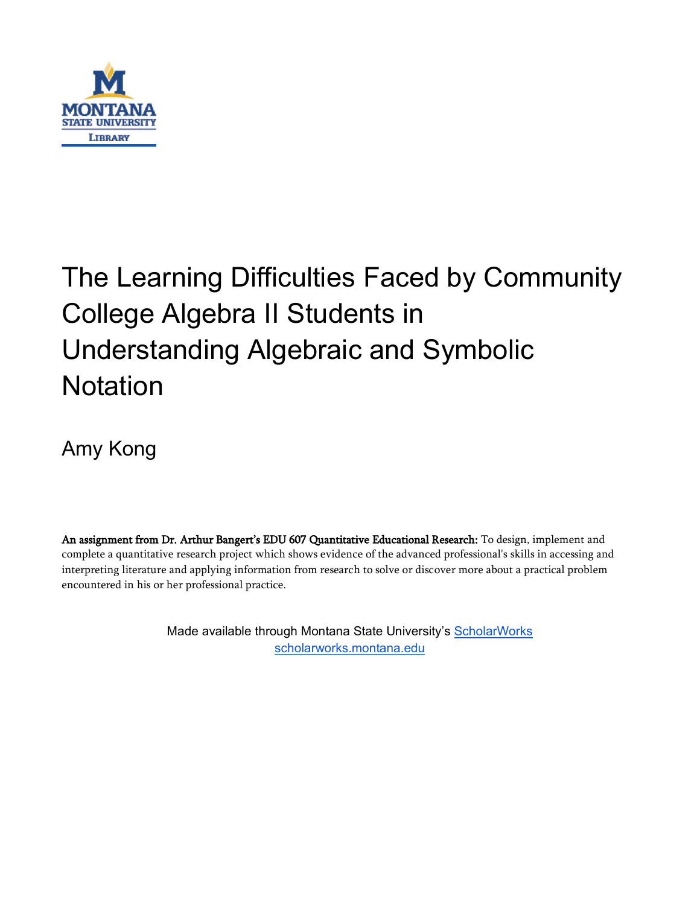MONTANA
STATE UNIVERSITY
LIBRARY

# The Learning Difficulties Faced by Community College Algebra II Students in Understanding Algebraic and Symbolic Notation

Amy Kong

**An assignment from Dr. Arthur Bangert's EDU 607 Quantitative Educational Research:** To design, implement and complete a quantitative research project which shows evidence of the advanced professional's skills in accessing and interpreting literature and applying information from research to solve or discover more about a practical problem encountered in his or her professional practice.

Made available through Montana State University's ScholarWorks
scholarworks.montana.edu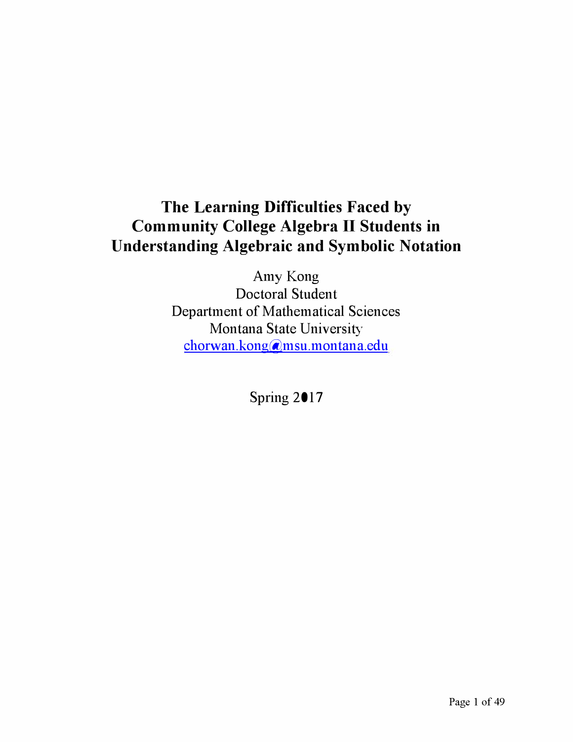# The Learning Difficulties Faced by Community College Algebra II Students in Understanding Algebraic and Symbolic Notation

Amy Kong
Doctoral Student
Department of Mathematical Sciences
Montana State University
chorwan.kong@msu.montana.edu

Spring 2017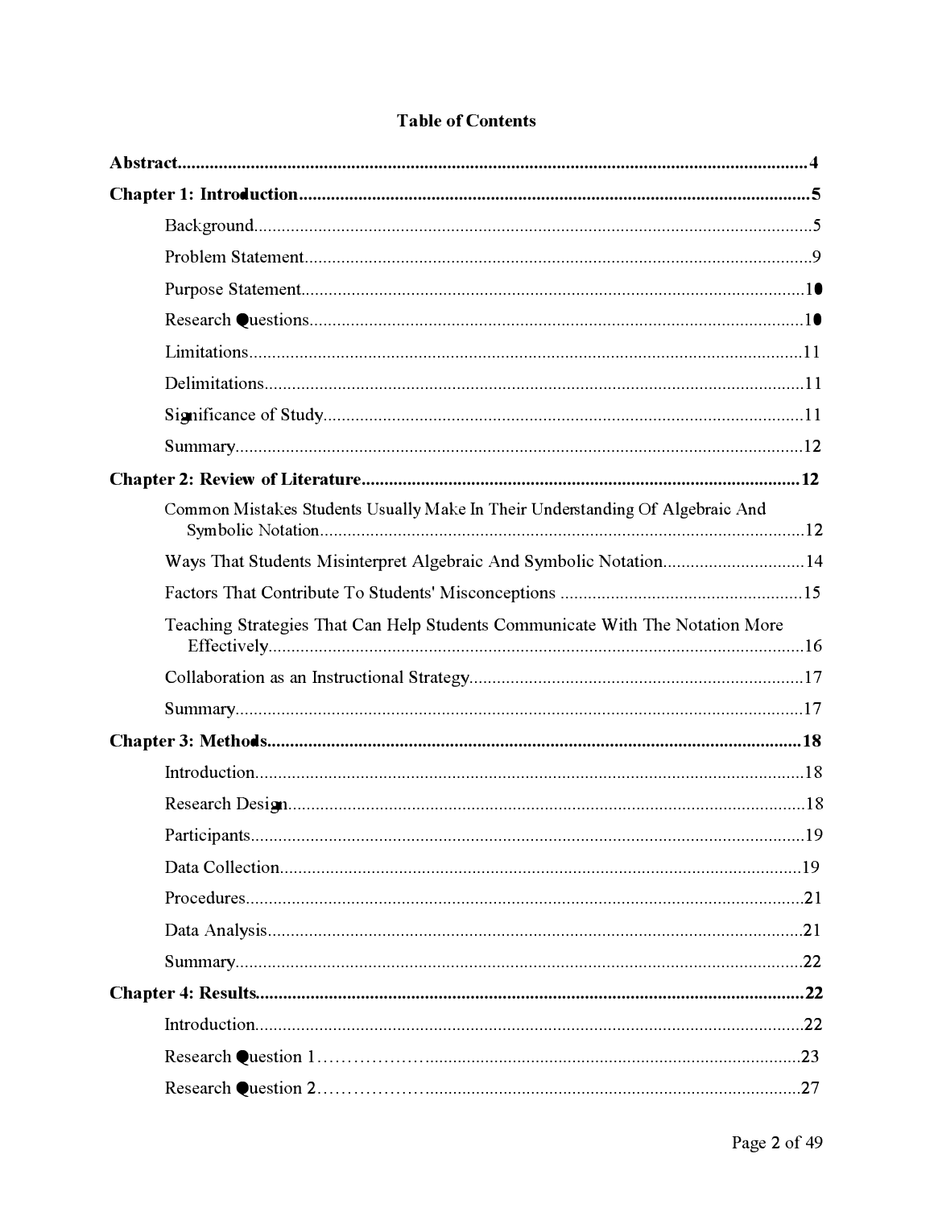# Table of Contents

**Abstract....................................................................................................................................4**

**Chapter 1: Introduction..........................................................................................................5**

- Background...............................................................................................................5
- Problem Statement....................................................................................................9
- Purpose Statement...................................................................................................10
- Research Questions.................................................................................................10
- Limitations...............................................................................................................11
- Delimitations............................................................................................................11
- Significance of Study...............................................................................................11
- Summary..................................................................................................................12

**Chapter 2: Review of Literature.............................................................................................12**

- Common Mistakes Students Usually Make In Their Understanding Of Algebraic And Symbolic Notation..................................................................................................12
- Ways That Students Misinterpret Algebraic And Symbolic Notation.........................14
- Factors That Contribute To Students' Misconceptions ............................................15
- Teaching Strategies That Can Help Students Communicate With The Notation More Effectively...............................................................................................................16
- Collaboration as an Instructional Strategy...............................................................17
- Summary..................................................................................................................17

**Chapter 3: Methods................................................................................................................18**

- Introduction..............................................................................................................18
- Research Design......................................................................................................18
- Participants..............................................................................................................19
- Data Collection........................................................................................................19
- Procedures...............................................................................................................21
- Data Analysis...........................................................................................................21
- Summary..................................................................................................................22

**Chapter 4: Results..................................................................................................................22**

- Introduction..............................................................................................................22
- Research Question 1................................................................................................23
- Research Question 2................................................................................................27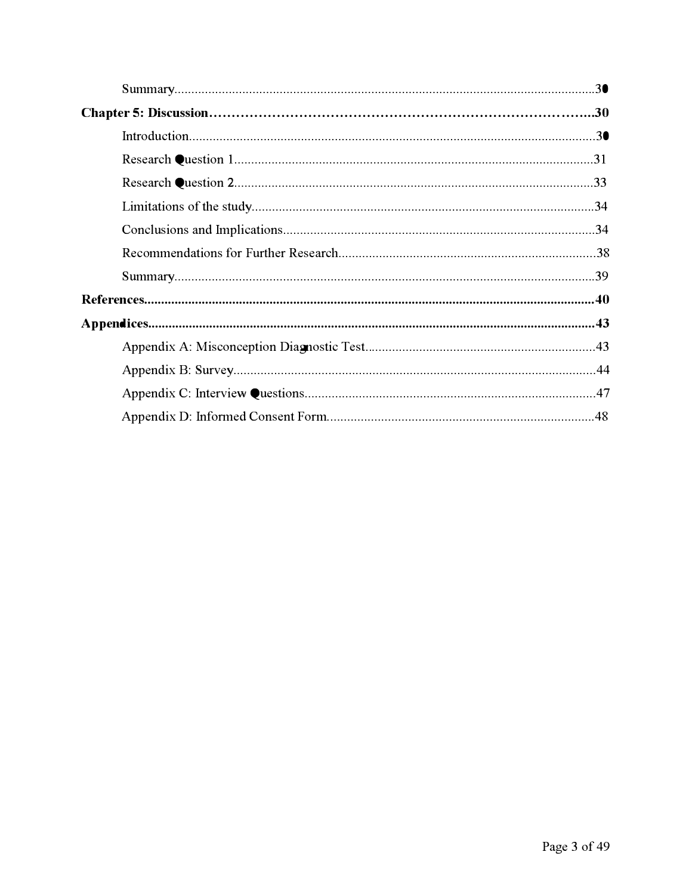Summary............................................................................................................................30

**Chapter 5: Discussion……………………………………………………………………..30**

Introduction.......................................................................................................................30

Research Question 1.........................................................................................................31

Research Question 2.........................................................................................................33

Limitations of the study....................................................................................................34

Conclusions and Implications...........................................................................................34

Recommendations for Further Research...........................................................................38

Summary...........................................................................................................................39

**References...................................................................................................................................40**

**Appendices..................................................................................................................................43**

Appendix A: Misconception Diagnostic Test...................................................................43

Appendix B: Survey..........................................................................................................44

Appendix C: Interview Questions.....................................................................................47

Appendix D: Informed Consent Form...............................................................................48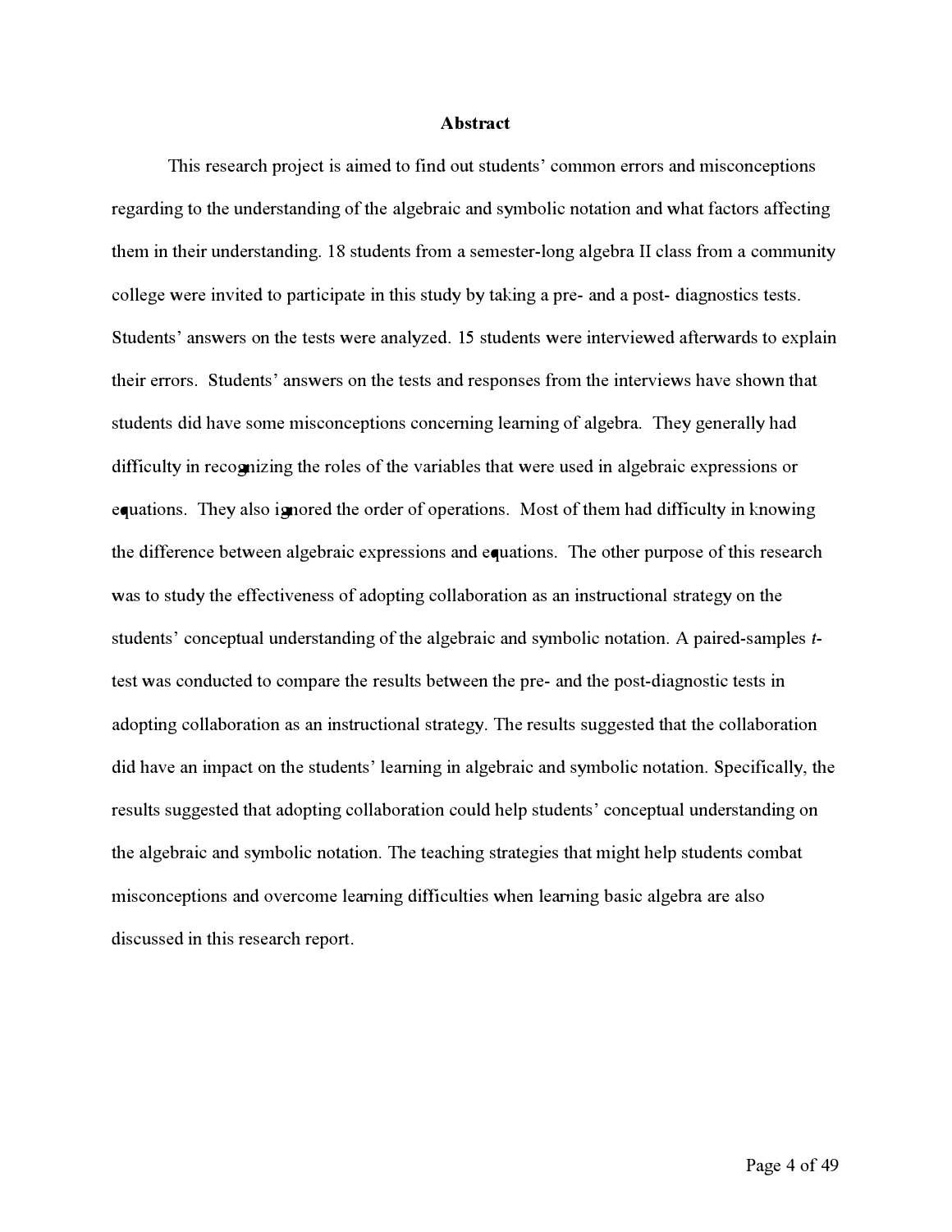## Abstract

This research project is aimed to find out students' common errors and misconceptions regarding to the understanding of the algebraic and symbolic notation and what factors affecting them in their understanding. 18 students from a semester-long algebra II class from a community college were invited to participate in this study by taking a pre- and a post- diagnostics tests. Students' answers on the tests were analyzed. 15 students were interviewed afterwards to explain their errors. Students' answers on the tests and responses from the interviews have shown that students did have some misconceptions concerning learning of algebra. They generally had difficulty in recognizing the roles of the variables that were used in algebraic expressions or equations. They also ignored the order of operations. Most of them had difficulty in knowing the difference between algebraic expressions and equations. The other purpose of this research was to study the effectiveness of adopting collaboration as an instructional strategy on the students' conceptual understanding of the algebraic and symbolic notation. A paired-samples *t*-test was conducted to compare the results between the pre- and the post-diagnostic tests in adopting collaboration as an instructional strategy. The results suggested that the collaboration did have an impact on the students' learning in algebraic and symbolic notation. Specifically, the results suggested that adopting collaboration could help students' conceptual understanding on the algebraic and symbolic notation. The teaching strategies that might help students combat misconceptions and overcome learning difficulties when learning basic algebra are also discussed in this research report.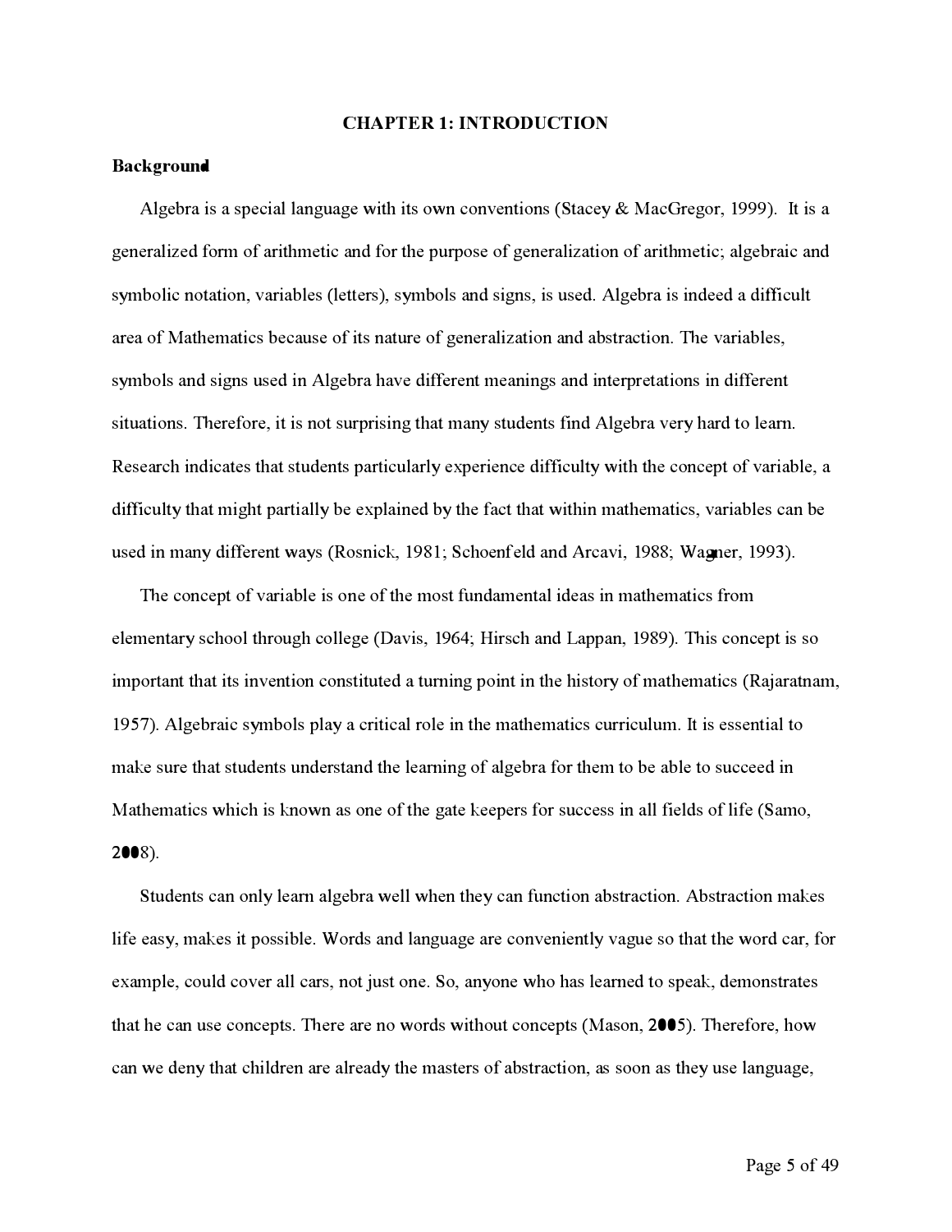# CHAPTER 1: INTRODUCTION

## Background

Algebra is a special language with its own conventions (Stacey & MacGregor, 1999). It is a generalized form of arithmetic and for the purpose of generalization of arithmetic; algebraic and symbolic notation, variables (letters), symbols and signs, is used. Algebra is indeed a difficult area of Mathematics because of its nature of generalization and abstraction. The variables, symbols and signs used in Algebra have different meanings and interpretations in different situations. Therefore, it is not surprising that many students find Algebra very hard to learn. Research indicates that students particularly experience difficulty with the concept of variable, a difficulty that might partially be explained by the fact that within mathematics, variables can be used in many different ways (Rosnick, 1981; Schoenfeld and Arcavi, 1988; Wagner, 1993).

The concept of variable is one of the most fundamental ideas in mathematics from elementary school through college (Davis, 1964; Hirsch and Lappan, 1989). This concept is so important that its invention constituted a turning point in the history of mathematics (Rajaratnam, 1957). Algebraic symbols play a critical role in the mathematics curriculum. It is essential to make sure that students understand the learning of algebra for them to be able to succeed in Mathematics which is known as one of the gate keepers for success in all fields of life (Samo, 2008).

Students can only learn algebra well when they can function abstraction. Abstraction makes life easy, makes it possible. Words and language are conveniently vague so that the word car, for example, could cover all cars, not just one. So, anyone who has learned to speak, demonstrates that he can use concepts. There are no words without concepts (Mason, 2005). Therefore, how can we deny that children are already the masters of abstraction, as soon as they use language,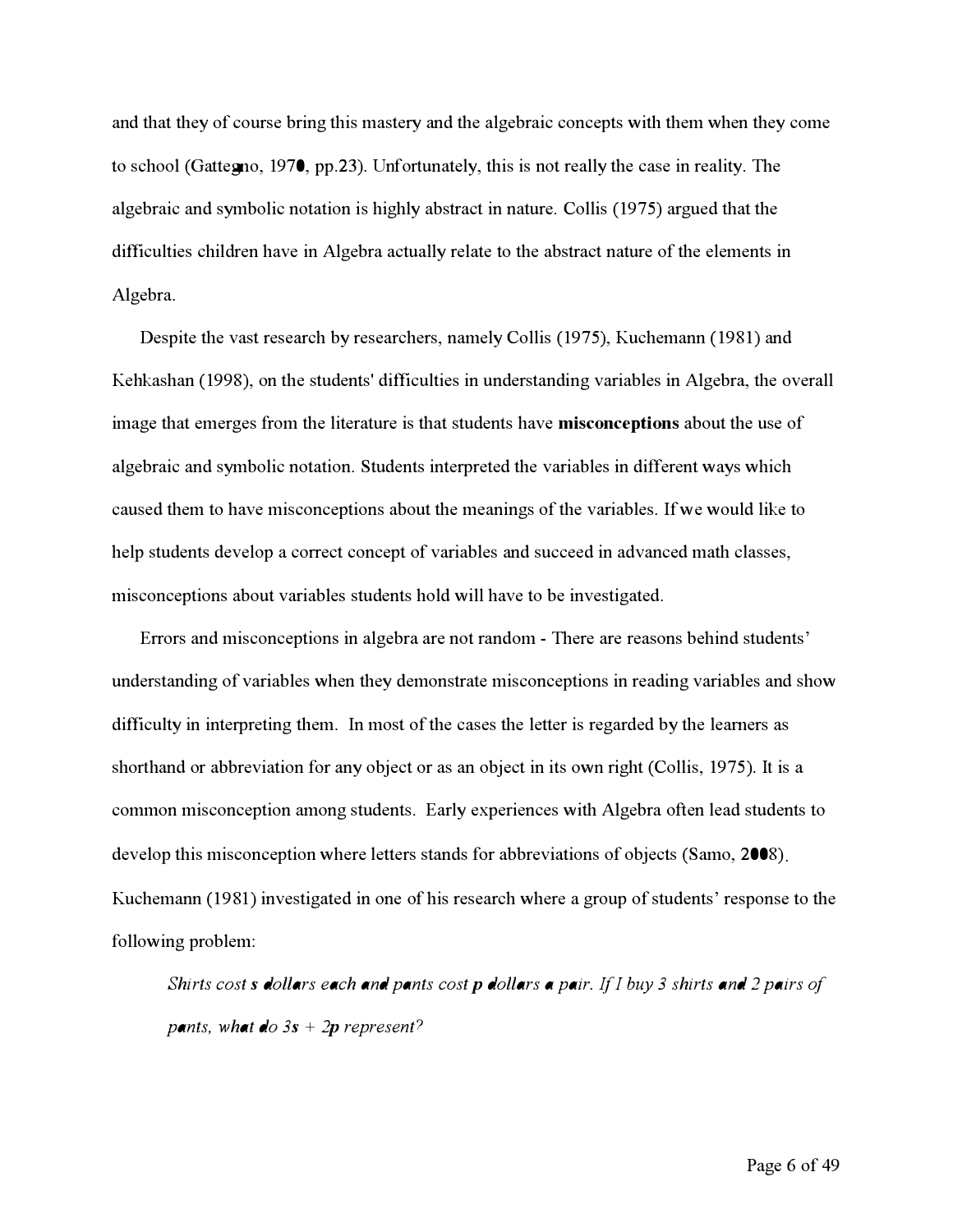and that they of course bring this mastery and the algebraic concepts with them when they come to school (Gattegno, 1970, pp.23). Unfortunately, this is not really the case in reality. The algebraic and symbolic notation is highly abstract in nature. Collis (1975) argued that the difficulties children have in Algebra actually relate to the abstract nature of the elements in Algebra.

Despite the vast research by researchers, namely Collis (1975), Kuchemann (1981) and Kehkashan (1998), on the students' difficulties in understanding variables in Algebra, the overall image that emerges from the literature is that students have **misconceptions** about the use of algebraic and symbolic notation. Students interpreted the variables in different ways which caused them to have misconceptions about the meanings of the variables. If we would like to help students develop a correct concept of variables and succeed in advanced math classes, misconceptions about variables students hold will have to be investigated.

Errors and misconceptions in algebra are not random - There are reasons behind students' understanding of variables when they demonstrate misconceptions in reading variables and show difficulty in interpreting them. In most of the cases the letter is regarded by the learners as shorthand or abbreviation for any object or as an object in its own right (Collis, 1975). It is a common misconception among students. Early experiences with Algebra often lead students to develop this misconception where letters stands for abbreviations of objects (Samo, 2008). Kuchemann (1981) investigated in one of his research where a group of students' response to the following problem:

*Shirts cost **s** dollars each and pants cost **p** dollars a pair. If I buy 3 shirts and 2 pairs of pants, what do 3**s** + 2**p** represent?*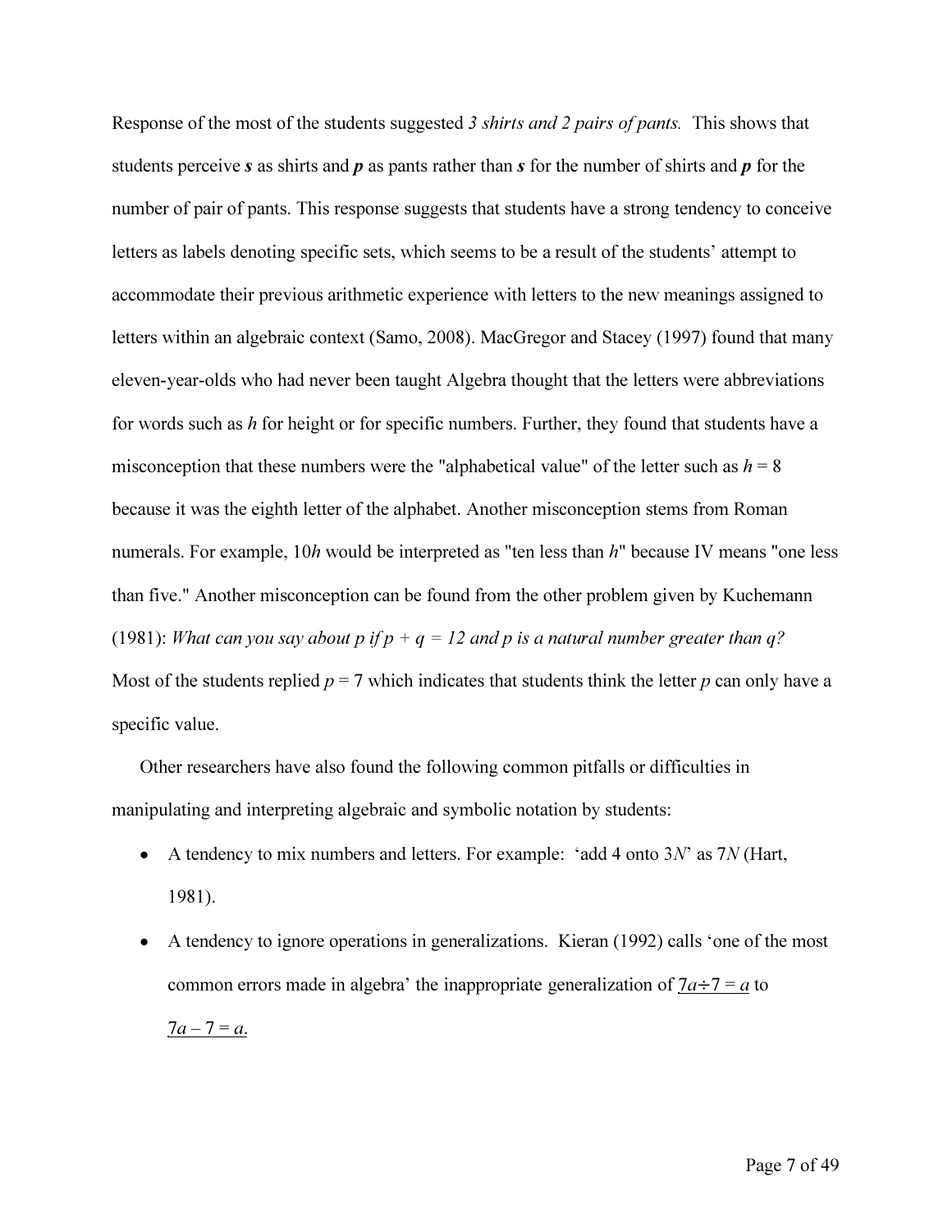Response of the most of the students suggested *3 shirts and 2 pairs of pants.* This shows that students perceive ***s*** as shirts and ***p*** as pants rather than ***s*** for the number of shirts and ***p*** for the number of pair of pants. This response suggests that students have a strong tendency to conceive letters as labels denoting specific sets, which seems to be a result of the students' attempt to accommodate their previous arithmetic experience with letters to the new meanings assigned to letters within an algebraic context (Samo, 2008). MacGregor and Stacey (1997) found that many eleven-year-olds who had never been taught Algebra thought that the letters were abbreviations for words such as $h$ for height or for specific numbers. Further, they found that students have a misconception that these numbers were the "alphabetical value" of the letter such as $h = 8$ because it was the eighth letter of the alphabet. Another misconception stems from Roman numerals. For example, $10h$ would be interpreted as "ten less than $h$" because IV means "one less than five." Another misconception can be found from the other problem given by Kuchemann (1981): *What can you say about p if $p + q = 12$ and p is a natural number greater than q?* Most of the students replied $p = 7$ which indicates that students think the letter $p$ can only have a specific value.

Other researchers have also found the following common pitfalls or difficulties in manipulating and interpreting algebraic and symbolic notation by students:

- A tendency to mix numbers and letters. For example: 'add 4 onto $3N$' as $7N$ (Hart, 1981).
- A tendency to ignore operations in generalizations. Kieran (1992) calls 'one of the most common errors made in algebra' the inappropriate generalization of $\underline{7a \div 7 = a}$ to $\underline{7a - 7 = a}$.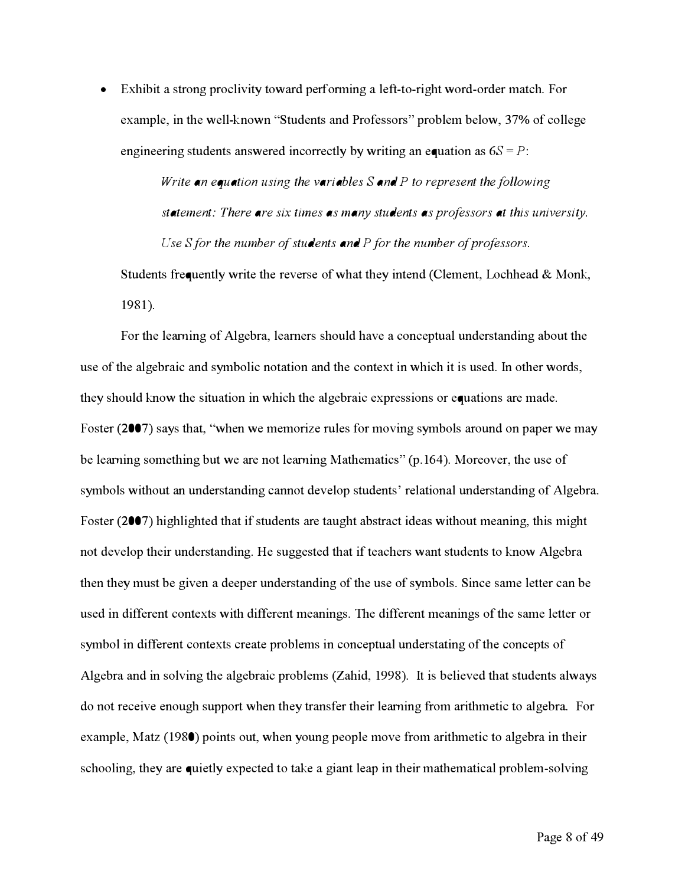- Exhibit a strong proclivity toward performing a left-to-right word-order match. For example, in the well-known "Students and Professors" problem below, 37% of college engineering students answered incorrectly by writing an equation as $6S = P$:

  *Write an equation using the variables S and P to represent the following statement: There are six times as many students as professors at this university. Use S for the number of students and P for the number of professors.*

  Students frequently write the reverse of what they intend (Clement, Lochhead & Monk, 1981).

For the learning of Algebra, learners should have a conceptual understanding about the use of the algebraic and symbolic notation and the context in which it is used. In other words, they should know the situation in which the algebraic expressions or equations are made. Foster (2007) says that, "when we memorize rules for moving symbols around on paper we may be learning something but we are not learning Mathematics" (p.164). Moreover, the use of symbols without an understanding cannot develop students' relational understanding of Algebra. Foster (2007) highlighted that if students are taught abstract ideas without meaning, this might not develop their understanding. He suggested that if teachers want students to know Algebra then they must be given a deeper understanding of the use of symbols. Since same letter can be used in different contexts with different meanings. The different meanings of the same letter or symbol in different contexts create problems in conceptual understating of the concepts of Algebra and in solving the algebraic problems (Zahid, 1998). It is believed that students always do not receive enough support when they transfer their learning from arithmetic to algebra. For example, Matz (1980) points out, when young people move from arithmetic to algebra in their schooling, they are quietly expected to take a giant leap in their mathematical problem-solving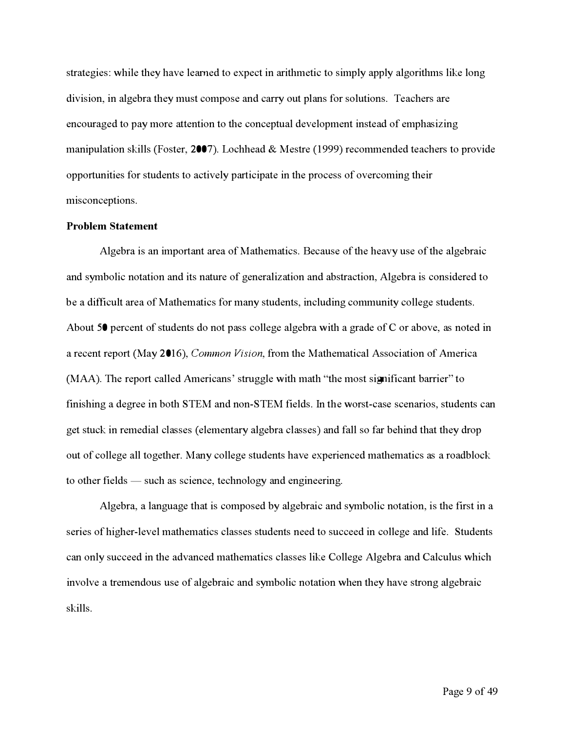strategies: while they have learned to expect in arithmetic to simply apply algorithms like long division, in algebra they must compose and carry out plans for solutions. Teachers are encouraged to pay more attention to the conceptual development instead of emphasizing manipulation skills (Foster, 2007). Lochhead & Mestre (1999) recommended teachers to provide opportunities for students to actively participate in the process of overcoming their misconceptions.

**Problem Statement**

Algebra is an important area of Mathematics. Because of the heavy use of the algebraic and symbolic notation and its nature of generalization and abstraction, Algebra is considered to be a difficult area of Mathematics for many students, including community college students. About 50 percent of students do not pass college algebra with a grade of C or above, as noted in a recent report (May 2016), *Common Vision*, from the Mathematical Association of America (MAA). The report called Americans' struggle with math "the most significant barrier" to finishing a degree in both STEM and non-STEM fields. In the worst-case scenarios, students can get stuck in remedial classes (elementary algebra classes) and fall so far behind that they drop out of college all together. Many college students have experienced mathematics as a roadblock to other fields — such as science, technology and engineering.

Algebra, a language that is composed by algebraic and symbolic notation, is the first in a series of higher-level mathematics classes students need to succeed in college and life. Students can only succeed in the advanced mathematics classes like College Algebra and Calculus which involve a tremendous use of algebraic and symbolic notation when they have strong algebraic skills.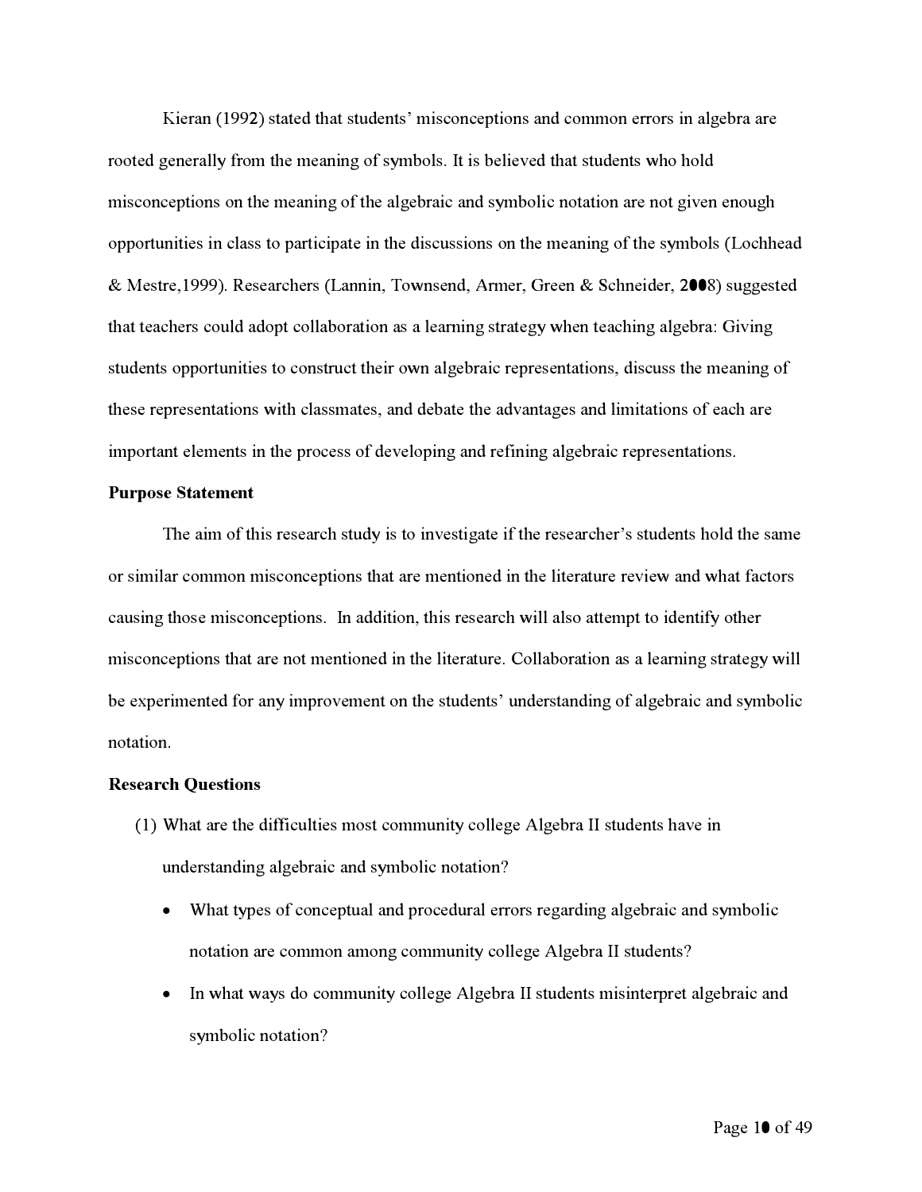Kieran (1992) stated that students' misconceptions and common errors in algebra are rooted generally from the meaning of symbols. It is believed that students who hold misconceptions on the meaning of the algebraic and symbolic notation are not given enough opportunities in class to participate in the discussions on the meaning of the symbols (Lochhead & Mestre,1999). Researchers (Lannin, Townsend, Armer, Green & Schneider, 2008) suggested that teachers could adopt collaboration as a learning strategy when teaching algebra: Giving students opportunities to construct their own algebraic representations, discuss the meaning of these representations with classmates, and debate the advantages and limitations of each are important elements in the process of developing and refining algebraic representations.

**Purpose Statement**

The aim of this research study is to investigate if the researcher's students hold the same or similar common misconceptions that are mentioned in the literature review and what factors causing those misconceptions. In addition, this research will also attempt to identify other misconceptions that are not mentioned in the literature. Collaboration as a learning strategy will be experimented for any improvement on the students' understanding of algebraic and symbolic notation.

**Research Questions**

(1) What are the difficulties most community college Algebra II students have in understanding algebraic and symbolic notation?

- What types of conceptual and procedural errors regarding algebraic and symbolic notation are common among community college Algebra II students?
- In what ways do community college Algebra II students misinterpret algebraic and symbolic notation?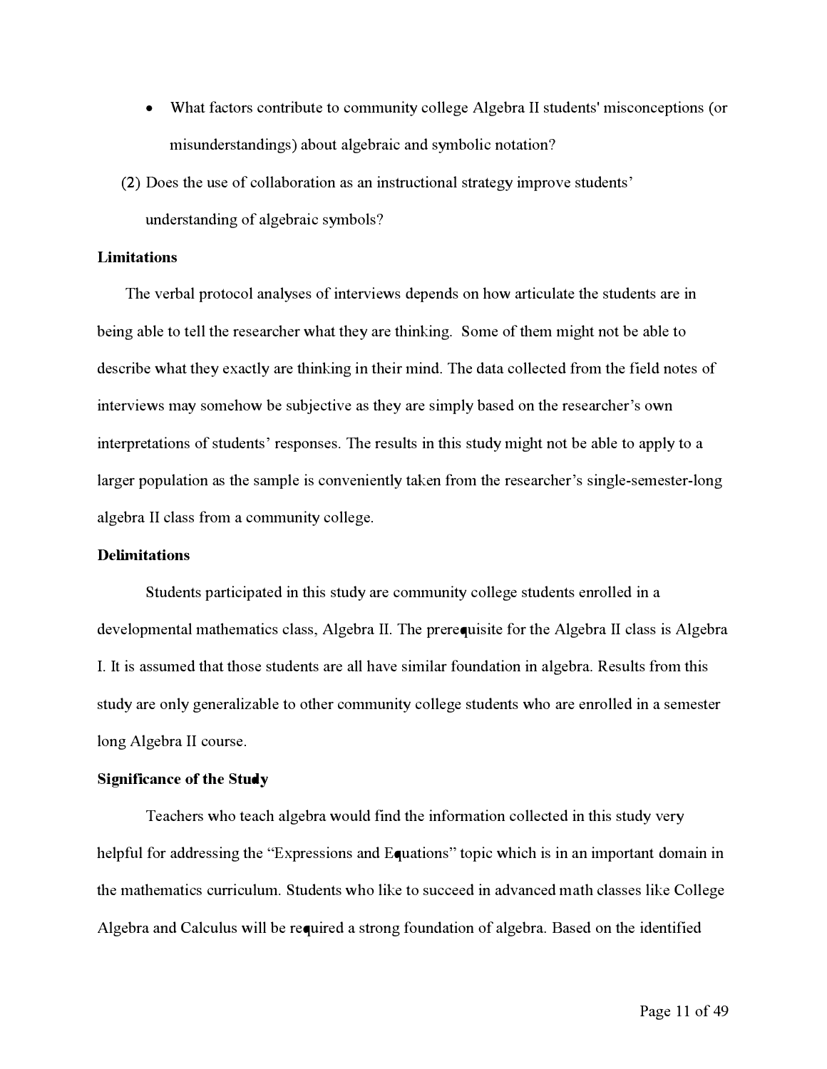- What factors contribute to community college Algebra II students' misconceptions (or misunderstandings) about algebraic and symbolic notation?

(2) Does the use of collaboration as an instructional strategy improve students' understanding of algebraic symbols?

**Limitations**

The verbal protocol analyses of interviews depends on how articulate the students are in being able to tell the researcher what they are thinking. Some of them might not be able to describe what they exactly are thinking in their mind. The data collected from the field notes of interviews may somehow be subjective as they are simply based on the researcher's own interpretations of students' responses. The results in this study might not be able to apply to a larger population as the sample is conveniently taken from the researcher's single-semester-long algebra II class from a community college.

**Delimitations**

Students participated in this study are community college students enrolled in a developmental mathematics class, Algebra II. The prerequisite for the Algebra II class is Algebra I. It is assumed that those students are all have similar foundation in algebra. Results from this study are only generalizable to other community college students who are enrolled in a semester long Algebra II course.

**Significance of the Study**

Teachers who teach algebra would find the information collected in this study very helpful for addressing the "Expressions and Equations" topic which is in an important domain in the mathematics curriculum. Students who like to succeed in advanced math classes like College Algebra and Calculus will be required a strong foundation of algebra. Based on the identified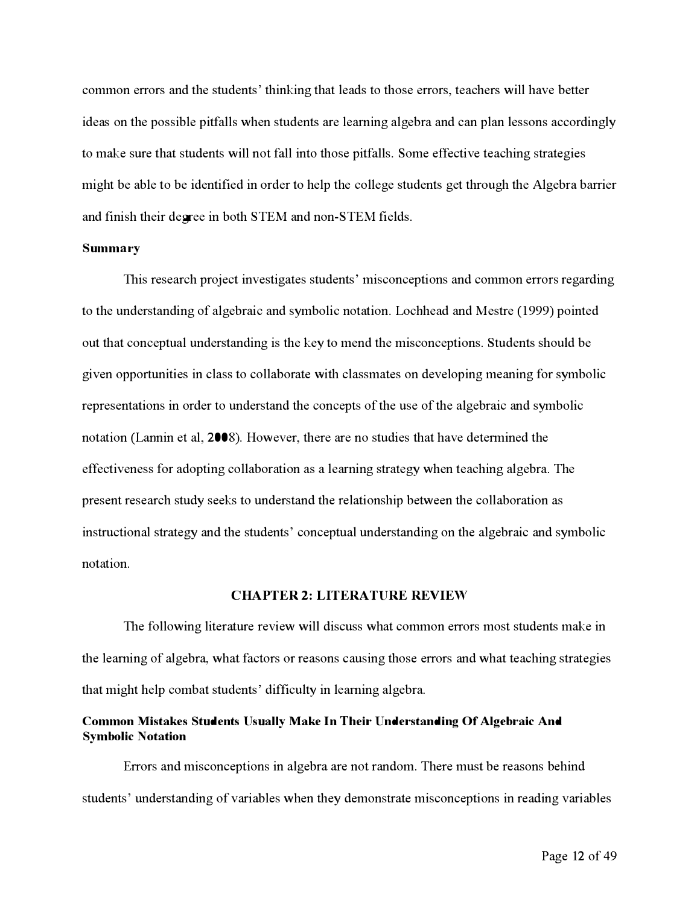common errors and the students' thinking that leads to those errors, teachers will have better ideas on the possible pitfalls when students are learning algebra and can plan lessons accordingly to make sure that students will not fall into those pitfalls. Some effective teaching strategies might be able to be identified in order to help the college students get through the Algebra barrier and finish their degree in both STEM and non-STEM fields.

**Summary**

This research project investigates students' misconceptions and common errors regarding to the understanding of algebraic and symbolic notation. Lochhead and Mestre (1999) pointed out that conceptual understanding is the key to mend the misconceptions. Students should be given opportunities in class to collaborate with classmates on developing meaning for symbolic representations in order to understand the concepts of the use of the algebraic and symbolic notation (Lannin et al, 2008). However, there are no studies that have determined the effectiveness for adopting collaboration as a learning strategy when teaching algebra. The present research study seeks to understand the relationship between the collaboration as instructional strategy and the students' conceptual understanding on the algebraic and symbolic notation.

## CHAPTER 2: LITERATURE REVIEW

The following literature review will discuss what common errors most students make in the learning of algebra, what factors or reasons causing those errors and what teaching strategies that might help combat students' difficulty in learning algebra.

### Common Mistakes Students Usually Make In Their Understanding Of Algebraic And Symbolic Notation

Errors and misconceptions in algebra are not random. There must be reasons behind students' understanding of variables when they demonstrate misconceptions in reading variables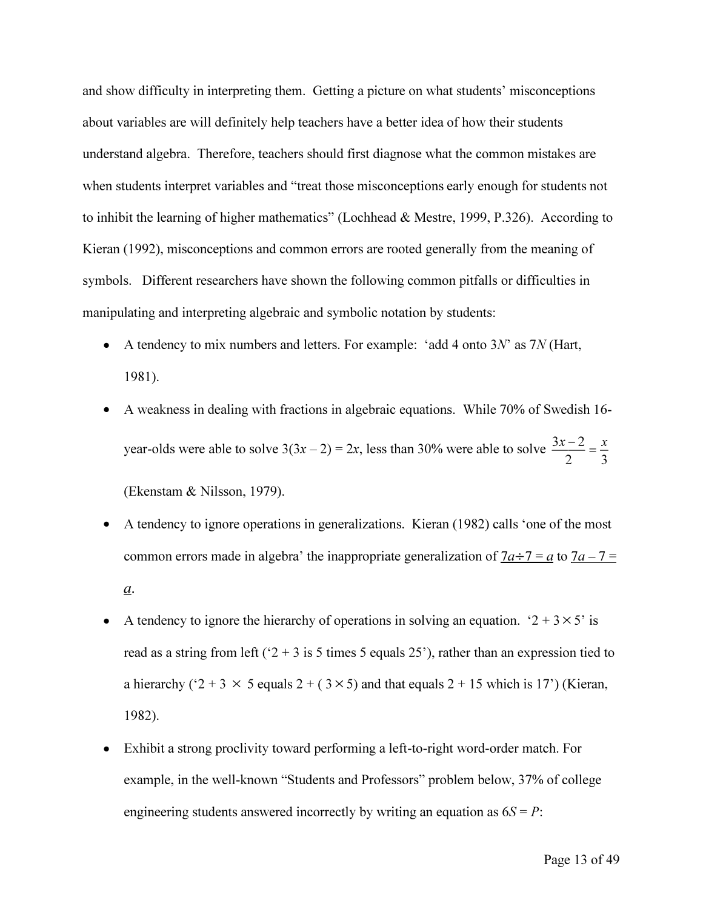and show difficulty in interpreting them. Getting a picture on what students' misconceptions about variables are will definitely help teachers have a better idea of how their students understand algebra. Therefore, teachers should first diagnose what the common mistakes are when students interpret variables and "treat those misconceptions early enough for students not to inhibit the learning of higher mathematics" (Lochhead & Mestre, 1999, P.326). According to Kieran (1992), misconceptions and common errors are rooted generally from the meaning of symbols. Different researchers have shown the following common pitfalls or difficulties in manipulating and interpreting algebraic and symbolic notation by students:

- A tendency to mix numbers and letters. For example: 'add 4 onto $3N$' as $7N$ (Hart, 1981).
- A weakness in dealing with fractions in algebraic equations. While 70% of Swedish 16-year-olds were able to solve $3(3x - 2) = 2x$, less than 30% were able to solve $\frac{3x-2}{2} = \frac{x}{3}$ (Ekenstam & Nilsson, 1979).
- A tendency to ignore operations in generalizations. Kieran (1982) calls 'one of the most common errors made in algebra' the inappropriate generalization of <u>$7a \div 7 = a$</u> to <u>$7a - 7 = a$</u>.
- A tendency to ignore the hierarchy of operations in solving an equation. '$2 + 3 \times 5$' is read as a string from left ('$2 + 3$ is 5 times 5 equals 25'), rather than an expression tied to a hierarchy ('$2 + 3 \times 5$ equals $2 + (3 \times 5)$ and that equals $2 + 15$ which is 17') (Kieran, 1982).
- Exhibit a strong proclivity toward performing a left-to-right word-order match. For example, in the well-known "Students and Professors" problem below, 37% of college engineering students answered incorrectly by writing an equation as $6S = P$: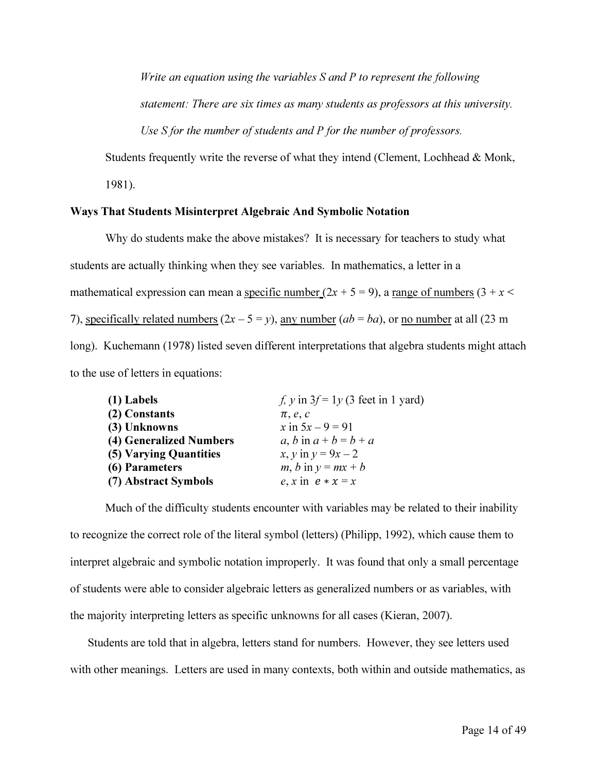*Write an equation using the variables S and P to represent the following statement: There are six times as many students as professors at this university. Use S for the number of students and P for the number of professors.*

Students frequently write the reverse of what they intend (Clement, Lochhead & Monk, 1981).

**Ways That Students Misinterpret Algebraic And Symbolic Notation**

Why do students make the above mistakes? It is necessary for teachers to study what students are actually thinking when they see variables. In mathematics, a letter in a mathematical expression can mean a <u>specific number</u> ($2x + 5 = 9$), a <u>range of numbers</u> ($3 + x < 7$), <u>specifically related numbers</u> ($2x – 5 = y$), <u>any number</u> ($ab = ba$), or <u>no number</u> at all (23 m long). Kuchemann (1978) listed seven different interpretations that algebra students might attach to the use of letters in equations:

| | |
|---|---|
| **(1) Labels** | $f$, $y$ in $3f = 1y$ (3 feet in 1 yard) |
| **(2) Constants** | $\pi$, $e$, $c$ |
| **(3) Unknowns** | $x$ in $5x – 9 = 91$ |
| **(4) Generalized Numbers** | $a$, $b$ in $a + b = b + a$ |
| **(5) Varying Quantities** | $x$, $y$ in $y = 9x – 2$ |
| **(6) Parameters** | $m$, $b$ in $y = mx + b$ |
| **(7) Abstract Symbols** | $e$, $x$ in $e * x = x$ |

Much of the difficulty students encounter with variables may be related to their inability to recognize the correct role of the literal symbol (letters) (Philipp, 1992), which cause them to interpret algebraic and symbolic notation improperly. It was found that only a small percentage of students were able to consider algebraic letters as generalized numbers or as variables, with the majority interpreting letters as specific unknowns for all cases (Kieran, 2007).

Students are told that in algebra, letters stand for numbers. However, they see letters used with other meanings. Letters are used in many contexts, both within and outside mathematics, as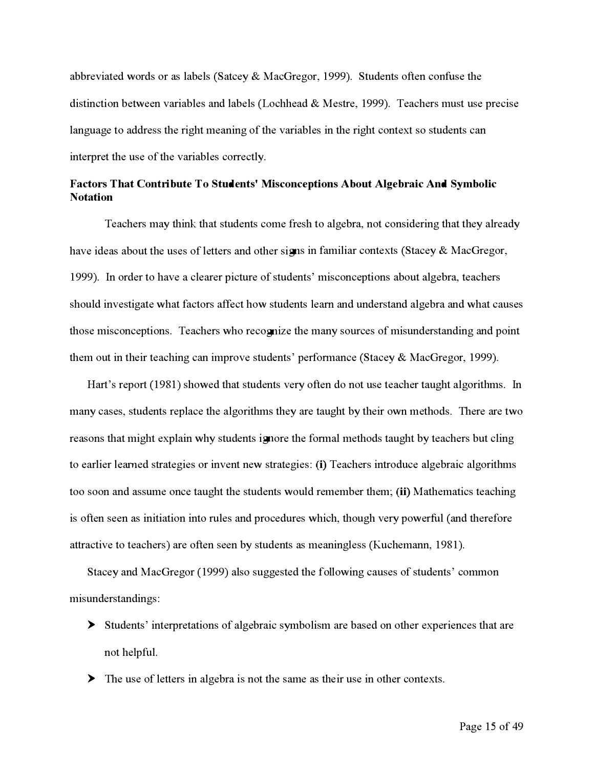abbreviated words or as labels (Satcey & MacGregor, 1999). Students often confuse the distinction between variables and labels (Lochhead & Mestre, 1999). Teachers must use precise language to address the right meaning of the variables in the right context so students can interpret the use of the variables correctly.

### Factors That Contribute To Students' Misconceptions About Algebraic And Symbolic Notation

Teachers may think that students come fresh to algebra, not considering that they already have ideas about the uses of letters and other signs in familiar contexts (Stacey & MacGregor, 1999). In order to have a clearer picture of students' misconceptions about algebra, teachers should investigate what factors affect how students learn and understand algebra and what causes those misconceptions. Teachers who recognize the many sources of misunderstanding and point them out in their teaching can improve students' performance (Stacey & MacGregor, 1999).

Hart's report (1981) showed that students very often do not use teacher taught algorithms. In many cases, students replace the algorithms they are taught by their own methods. There are two reasons that might explain why students ignore the formal methods taught by teachers but cling to earlier learned strategies or invent new strategies: **(i)** Teachers introduce algebraic algorithms too soon and assume once taught the students would remember them; **(ii)** Mathematics teaching is often seen as initiation into rules and procedures which, though very powerful (and therefore attractive to teachers) are often seen by students as meaningless (Kuchemann, 1981).

Stacey and MacGregor (1999) also suggested the following causes of students' common misunderstandings:

- Students' interpretations of algebraic symbolism are based on other experiences that are not helpful.
- The use of letters in algebra is not the same as their use in other contexts.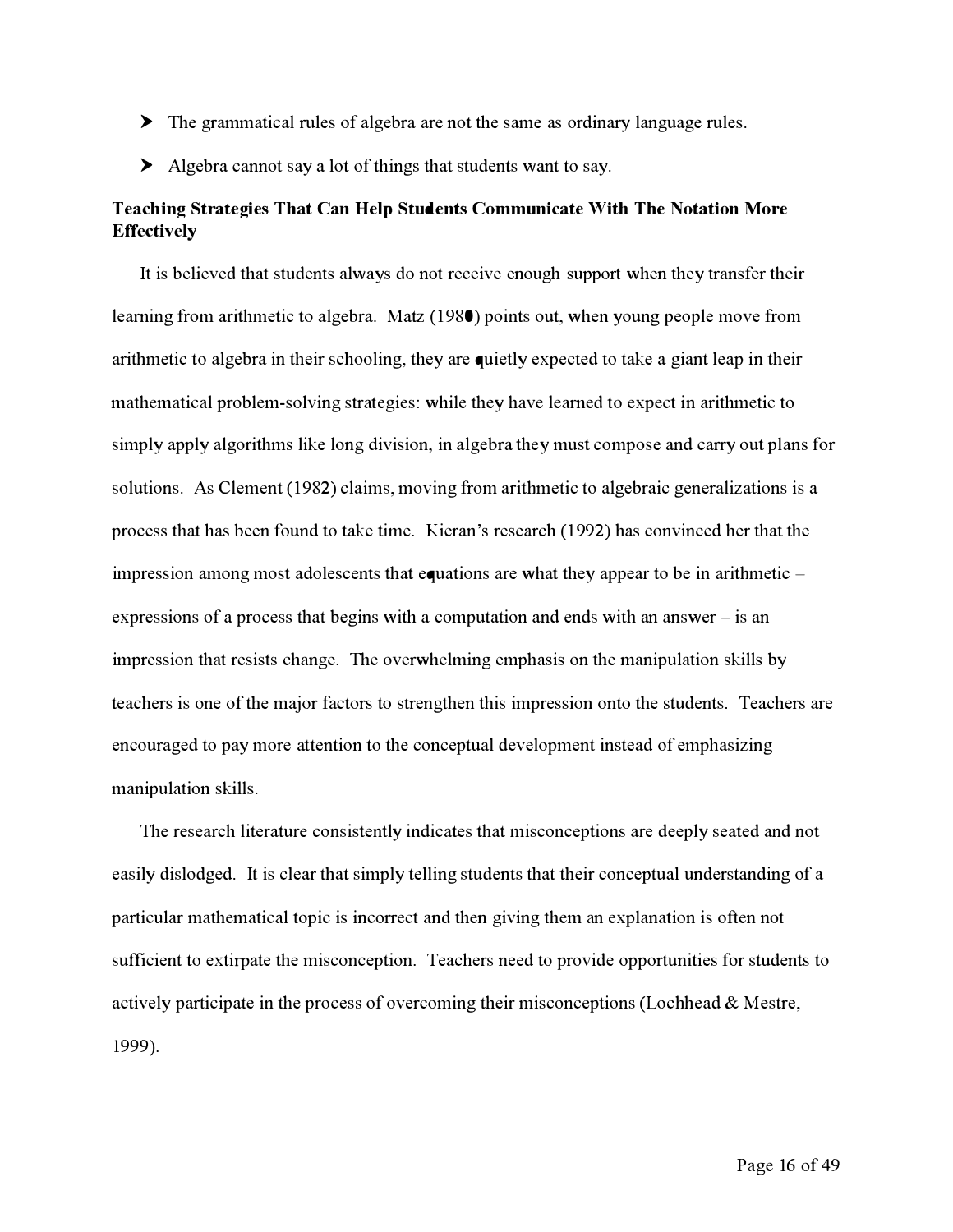- The grammatical rules of algebra are not the same as ordinary language rules.
- Algebra cannot say a lot of things that students want to say.

**Teaching Strategies That Can Help Students Communicate With The Notation More Effectively**

It is believed that students always do not receive enough support when they transfer their learning from arithmetic to algebra. Matz (1980) points out, when young people move from arithmetic to algebra in their schooling, they are quietly expected to take a giant leap in their mathematical problem-solving strategies: while they have learned to expect in arithmetic to simply apply algorithms like long division, in algebra they must compose and carry out plans for solutions. As Clement (1982) claims, moving from arithmetic to algebraic generalizations is a process that has been found to take time. Kieran's research (1992) has convinced her that the impression among most adolescents that equations are what they appear to be in arithmetic – expressions of a process that begins with a computation and ends with an answer – is an impression that resists change. The overwhelming emphasis on the manipulation skills by teachers is one of the major factors to strengthen this impression onto the students. Teachers are encouraged to pay more attention to the conceptual development instead of emphasizing manipulation skills.

The research literature consistently indicates that misconceptions are deeply seated and not easily dislodged. It is clear that simply telling students that their conceptual understanding of a particular mathematical topic is incorrect and then giving them an explanation is often not sufficient to extirpate the misconception. Teachers need to provide opportunities for students to actively participate in the process of overcoming their misconceptions (Lochhead & Mestre, 1999).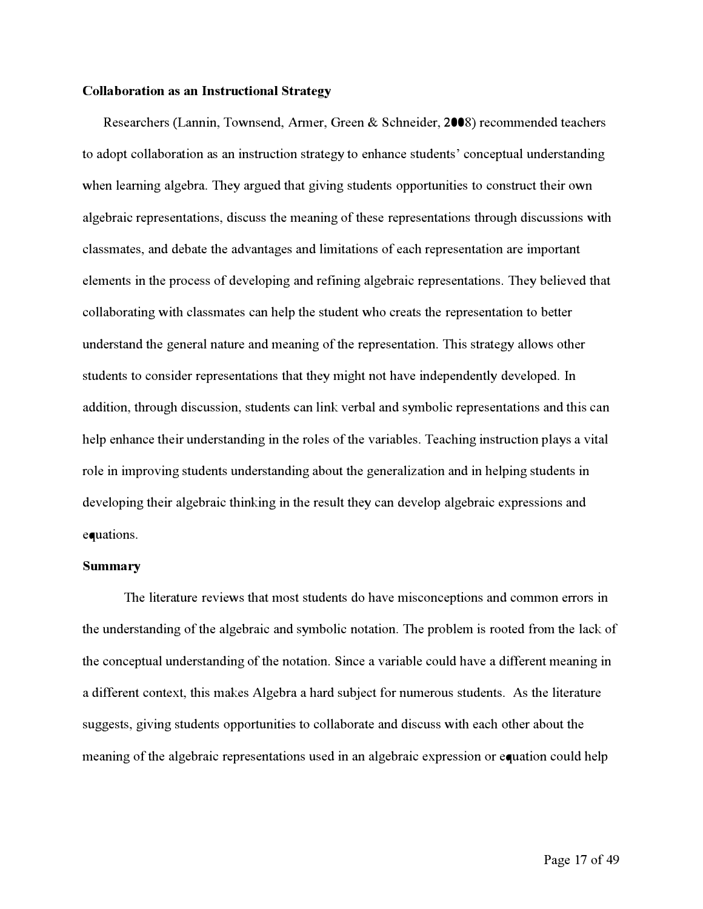**Collaboration as an Instructional Strategy**

Researchers (Lannin, Townsend, Armer, Green & Schneider, 2008) recommended teachers to adopt collaboration as an instruction strategy to enhance students' conceptual understanding when learning algebra. They argued that giving students opportunities to construct their own algebraic representations, discuss the meaning of these representations through discussions with classmates, and debate the advantages and limitations of each representation are important elements in the process of developing and refining algebraic representations. They believed that collaborating with classmates can help the student who creats the representation to better understand the general nature and meaning of the representation. This strategy allows other students to consider representations that they might not have independently developed. In addition, through discussion, students can link verbal and symbolic representations and this can help enhance their understanding in the roles of the variables. Teaching instruction plays a vital role in improving students understanding about the generalization and in helping students in developing their algebraic thinking in the result they can develop algebraic expressions and equations.

**Summary**

The literature reviews that most students do have misconceptions and common errors in the understanding of the algebraic and symbolic notation. The problem is rooted from the lack of the conceptual understanding of the notation. Since a variable could have a different meaning in a different context, this makes Algebra a hard subject for numerous students. As the literature suggests, giving students opportunities to collaborate and discuss with each other about the meaning of the algebraic representations used in an algebraic expression or equation could help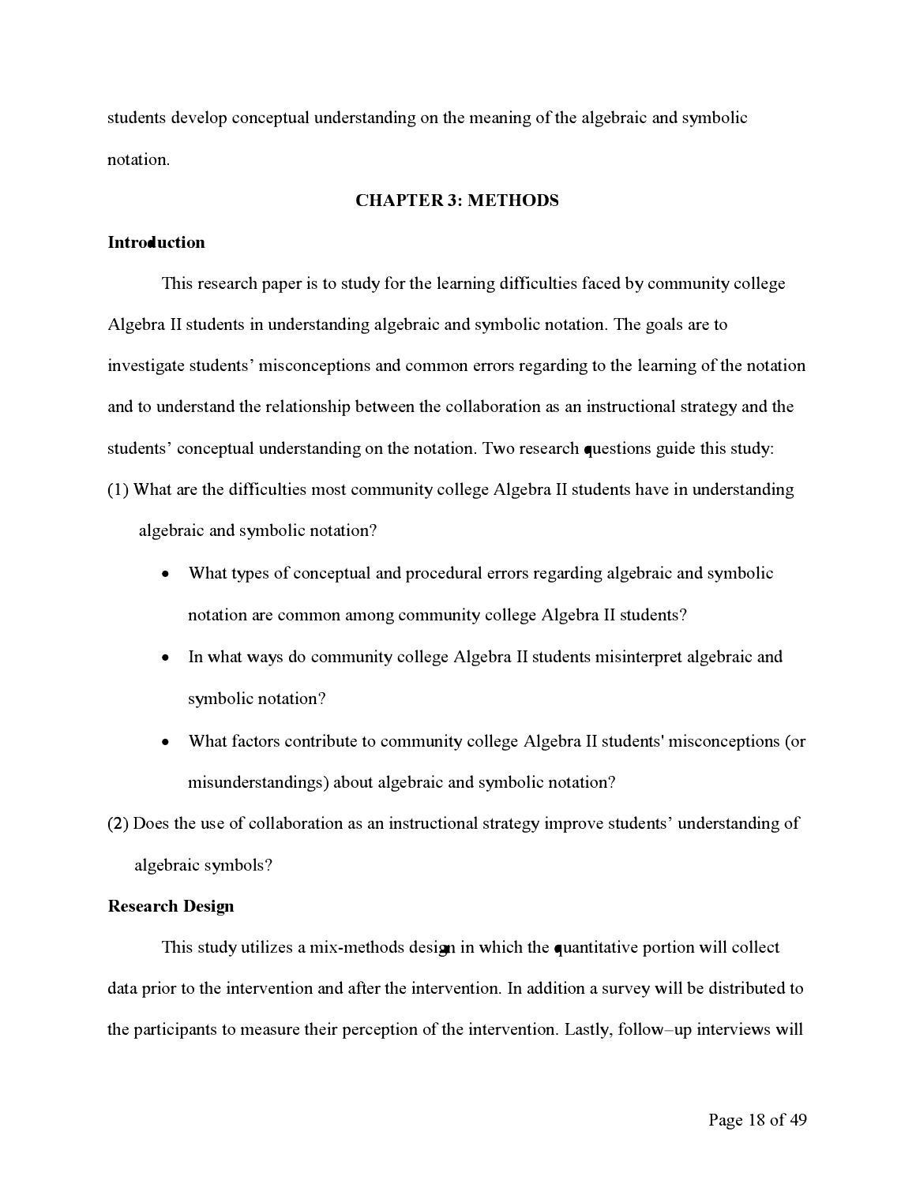students develop conceptual understanding on the meaning of the algebraic and symbolic notation.

# CHAPTER 3: METHODS

## Introduction

This research paper is to study for the learning difficulties faced by community college Algebra II students in understanding algebraic and symbolic notation. The goals are to investigate students' misconceptions and common errors regarding to the learning of the notation and to understand the relationship between the collaboration as an instructional strategy and the students' conceptual understanding on the notation. Two research questions guide this study:

(1) What are the difficulties most community college Algebra II students have in understanding algebraic and symbolic notation?

- What types of conceptual and procedural errors regarding algebraic and symbolic notation are common among community college Algebra II students?
- In what ways do community college Algebra II students misinterpret algebraic and symbolic notation?
- What factors contribute to community college Algebra II students' misconceptions (or misunderstandings) about algebraic and symbolic notation?

(2) Does the use of collaboration as an instructional strategy improve students' understanding of algebraic symbols?

## Research Design

This study utilizes a mix-methods design in which the quantitative portion will collect data prior to the intervention and after the intervention. In addition a survey will be distributed to the participants to measure their perception of the intervention. Lastly, follow–up interviews will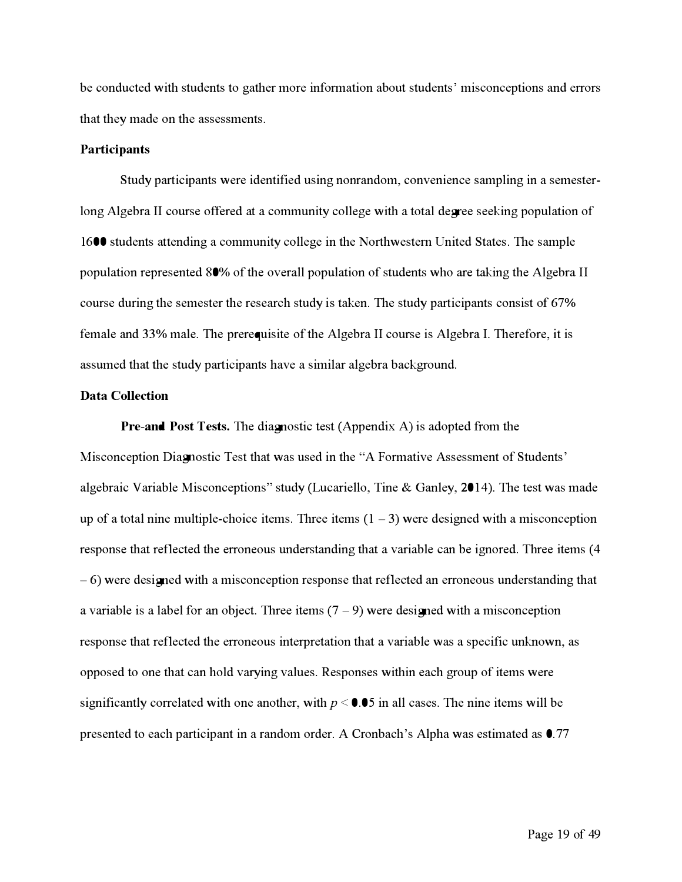be conducted with students to gather more information about students' misconceptions and errors that they made on the assessments.

**Participants**

Study participants were identified using nonrandom, convenience sampling in a semester-long Algebra II course offered at a community college with a total degree seeking population of 1600 students attending a community college in the Northwestern United States. The sample population represented 80% of the overall population of students who are taking the Algebra II course during the semester the research study is taken. The study participants consist of 67% female and 33% male. The prerequisite of the Algebra II course is Algebra I. Therefore, it is assumed that the study participants have a similar algebra background.

**Data Collection**

**Pre-and Post Tests.** The diagnostic test (Appendix A) is adopted from the Misconception Diagnostic Test that was used in the "A Formative Assessment of Students' algebraic Variable Misconceptions" study (Lucariello, Tine & Ganley, 2014). The test was made up of a total nine multiple-choice items. Three items (1 – 3) were designed with a misconception response that reflected the erroneous understanding that a variable can be ignored. Three items (4 – 6) were designed with a misconception response that reflected an erroneous understanding that a variable is a label for an object. Three items (7 – 9) were designed with a misconception response that reflected the erroneous interpretation that a variable was a specific unknown, as opposed to one that can hold varying values. Responses within each group of items were significantly correlated with one another, with $p < 0.05$ in all cases. The nine items will be presented to each participant in a random order. A Cronbach's Alpha was estimated as 0.77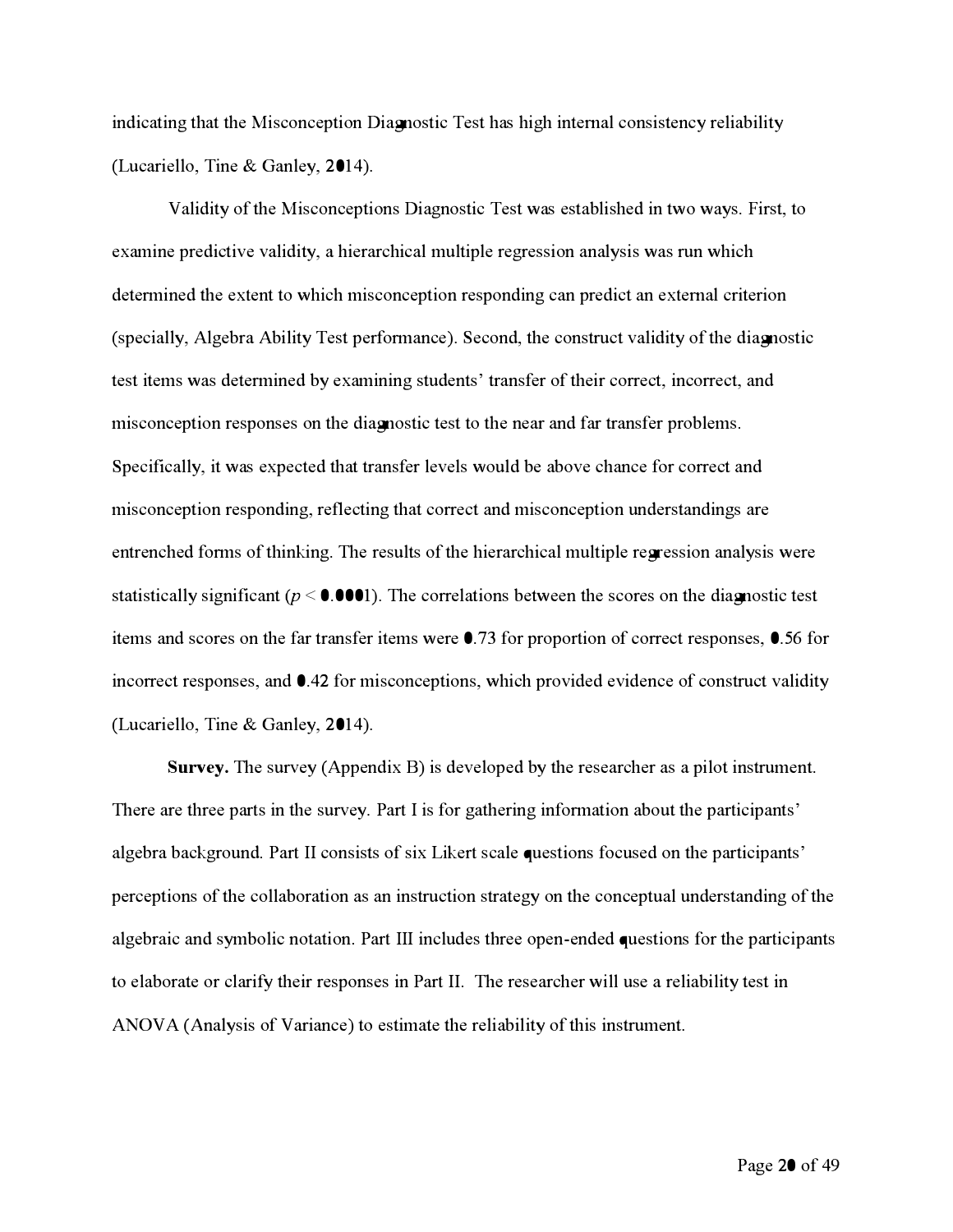indicating that the Misconception Diagnostic Test has high internal consistency reliability (Lucariello, Tine & Ganley, 2014).

Validity of the Misconceptions Diagnostic Test was established in two ways. First, to examine predictive validity, a hierarchical multiple regression analysis was run which determined the extent to which misconception responding can predict an external criterion (specially, Algebra Ability Test performance). Second, the construct validity of the diagnostic test items was determined by examining students' transfer of their correct, incorrect, and misconception responses on the diagnostic test to the near and far transfer problems. Specifically, it was expected that transfer levels would be above chance for correct and misconception responding, reflecting that correct and misconception understandings are entrenched forms of thinking. The results of the hierarchical multiple regression analysis were statistically significant ($p < 0.0001$). The correlations between the scores on the diagnostic test items and scores on the far transfer items were 0.73 for proportion of correct responses, 0.56 for incorrect responses, and 0.42 for misconceptions, which provided evidence of construct validity (Lucariello, Tine & Ganley, 2014).

**Survey.** The survey (Appendix B) is developed by the researcher as a pilot instrument. There are three parts in the survey. Part I is for gathering information about the participants' algebra background. Part II consists of six Likert scale questions focused on the participants' perceptions of the collaboration as an instruction strategy on the conceptual understanding of the algebraic and symbolic notation. Part III includes three open-ended questions for the participants to elaborate or clarify their responses in Part II. The researcher will use a reliability test in ANOVA (Analysis of Variance) to estimate the reliability of this instrument.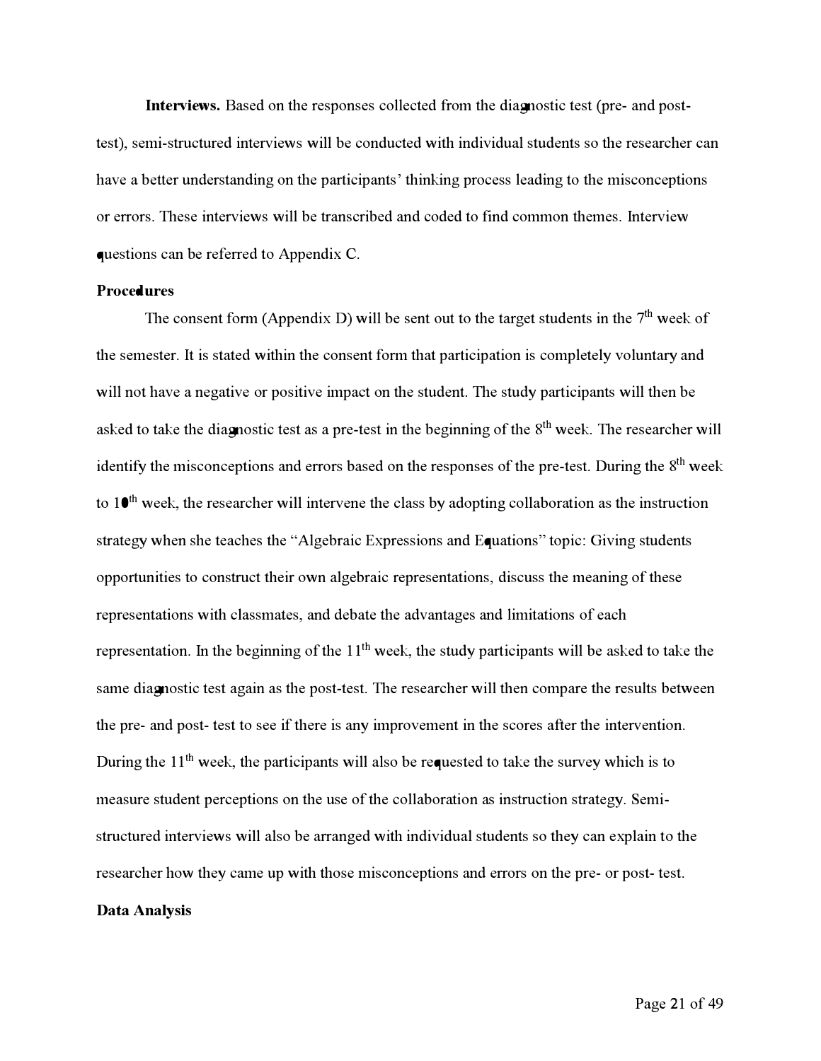**Interviews.** Based on the responses collected from the diagnostic test (pre- and post-test), semi-structured interviews will be conducted with individual students so the researcher can have a better understanding on the participants' thinking process leading to the misconceptions or errors. These interviews will be transcribed and coded to find common themes. Interview questions can be referred to Appendix C.

## Procedures

The consent form (Appendix D) will be sent out to the target students in the 7th week of the semester. It is stated within the consent form that participation is completely voluntary and will not have a negative or positive impact on the student. The study participants will then be asked to take the diagnostic test as a pre-test in the beginning of the 8th week. The researcher will identify the misconceptions and errors based on the responses of the pre-test. During the 8th week to 10th week, the researcher will intervene the class by adopting collaboration as the instruction strategy when she teaches the "Algebraic Expressions and Equations" topic: Giving students opportunities to construct their own algebraic representations, discuss the meaning of these representations with classmates, and debate the advantages and limitations of each representation. In the beginning of the 11th week, the study participants will be asked to take the same diagnostic test again as the post-test. The researcher will then compare the results between the pre- and post- test to see if there is any improvement in the scores after the intervention. During the 11th week, the participants will also be requested to take the survey which is to measure student perceptions on the use of the collaboration as instruction strategy. Semi-structured interviews will also be arranged with individual students so they can explain to the researcher how they came up with those misconceptions and errors on the pre- or post- test.

## Data Analysis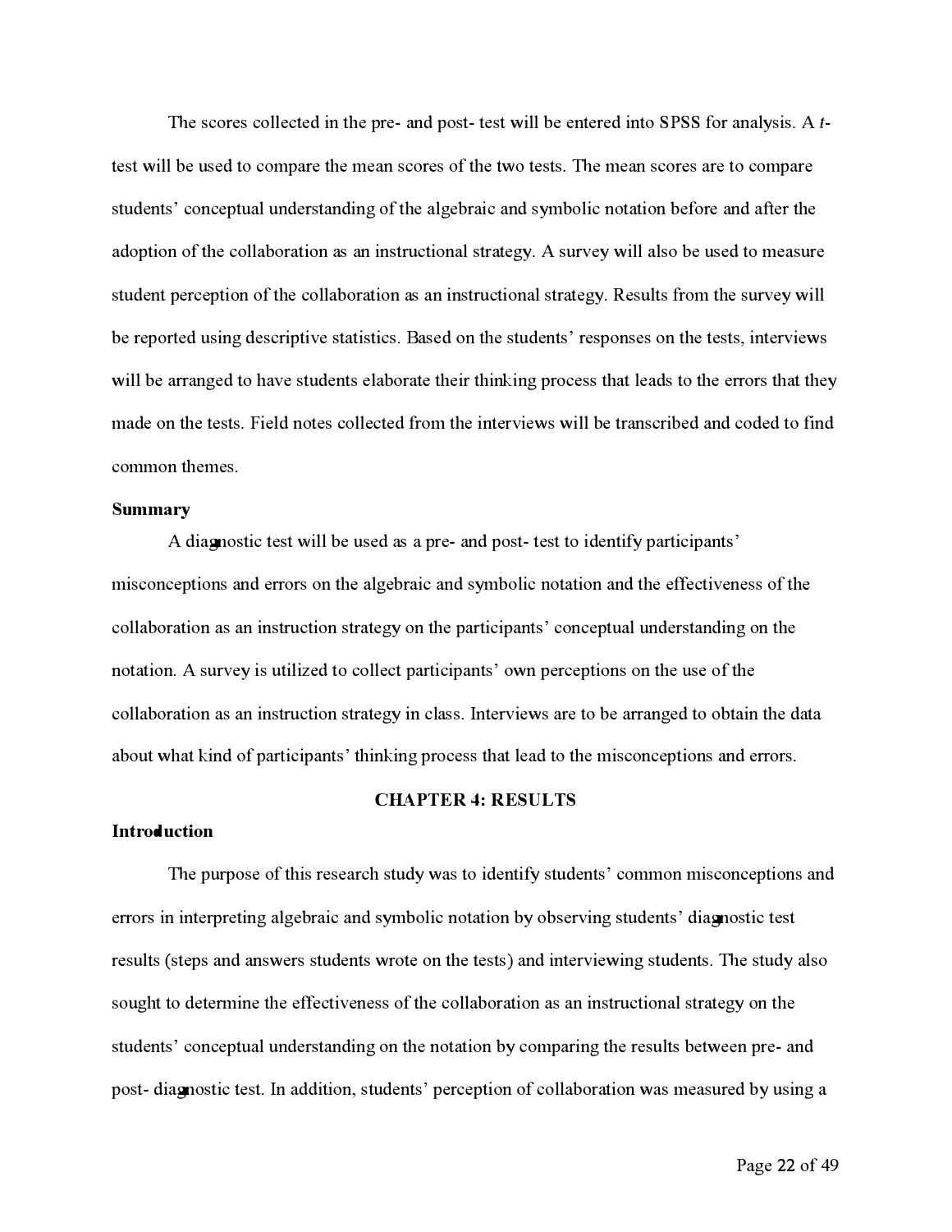The scores collected in the pre- and post- test will be entered into SPSS for analysis. A *t*-test will be used to compare the mean scores of the two tests. The mean scores are to compare students' conceptual understanding of the algebraic and symbolic notation before and after the adoption of the collaboration as an instructional strategy. A survey will also be used to measure student perception of the collaboration as an instructional strategy. Results from the survey will be reported using descriptive statistics. Based on the students' responses on the tests, interviews will be arranged to have students elaborate their thinking process that leads to the errors that they made on the tests. Field notes collected from the interviews will be transcribed and coded to find common themes.

**Summary**

A diagnostic test will be used as a pre- and post- test to identify participants' misconceptions and errors on the algebraic and symbolic notation and the effectiveness of the collaboration as an instruction strategy on the participants' conceptual understanding on the notation. A survey is utilized to collect participants' own perceptions on the use of the collaboration as an instruction strategy in class. Interviews are to be arranged to obtain the data about what kind of participants' thinking process that lead to the misconceptions and errors.

## CHAPTER 4: RESULTS

**Introduction**

The purpose of this research study was to identify students' common misconceptions and errors in interpreting algebraic and symbolic notation by observing students' diagnostic test results (steps and answers students wrote on the tests) and interviewing students. The study also sought to determine the effectiveness of the collaboration as an instructional strategy on the students' conceptual understanding on the notation by comparing the results between pre- and post- diagnostic test. In addition, students' perception of collaboration was measured by using a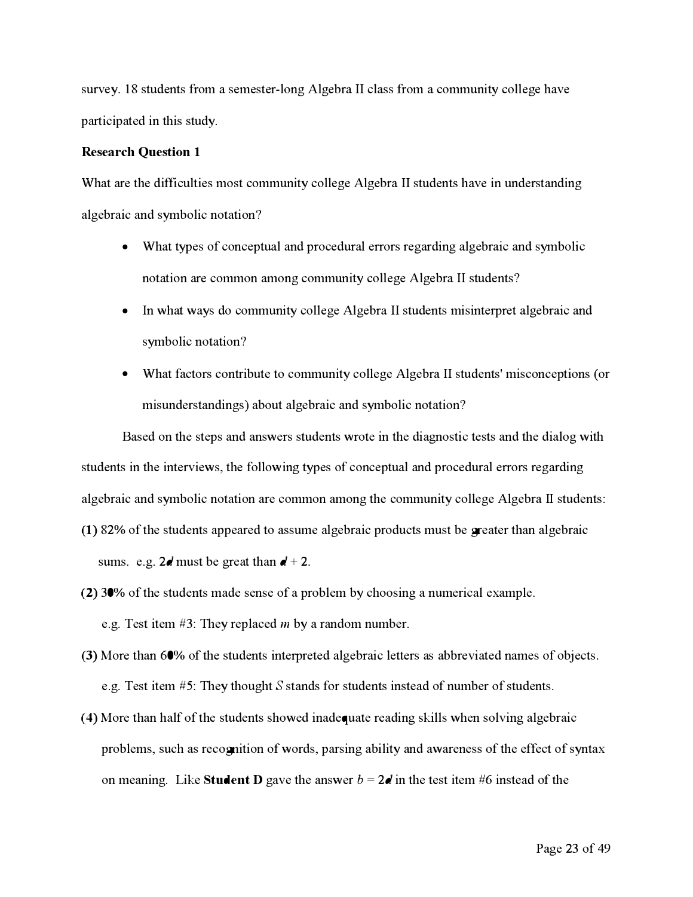survey. 18 students from a semester-long Algebra II class from a community college have participated in this study.

**Research Question 1**

What are the difficulties most community college Algebra II students have in understanding algebraic and symbolic notation?

- What types of conceptual and procedural errors regarding algebraic and symbolic notation are common among community college Algebra II students?
- In what ways do community college Algebra II students misinterpret algebraic and symbolic notation?
- What factors contribute to community college Algebra II students' misconceptions (or misunderstandings) about algebraic and symbolic notation?

Based on the steps and answers students wrote in the diagnostic tests and the dialog with students in the interviews, the following types of conceptual and procedural errors regarding algebraic and symbolic notation are common among the community college Algebra II students:

**(1)** 82% of the students appeared to assume algebraic products must be greater than algebraic sums. e.g. $2d$ must be great than $d + 2$.

**(2)** 30% of the students made sense of a problem by choosing a numerical example. e.g. Test item #3: They replaced $m$ by a random number.

**(3)** More than 60% of the students interpreted algebraic letters as abbreviated names of objects. e.g. Test item #5: They thought $S$ stands for students instead of number of students.

**(4)** More than half of the students showed inadequate reading skills when solving algebraic problems, such as recognition of words, parsing ability and awareness of the effect of syntax on meaning. Like **Student D** gave the answer $b = 2d$ in the test item #6 instead of the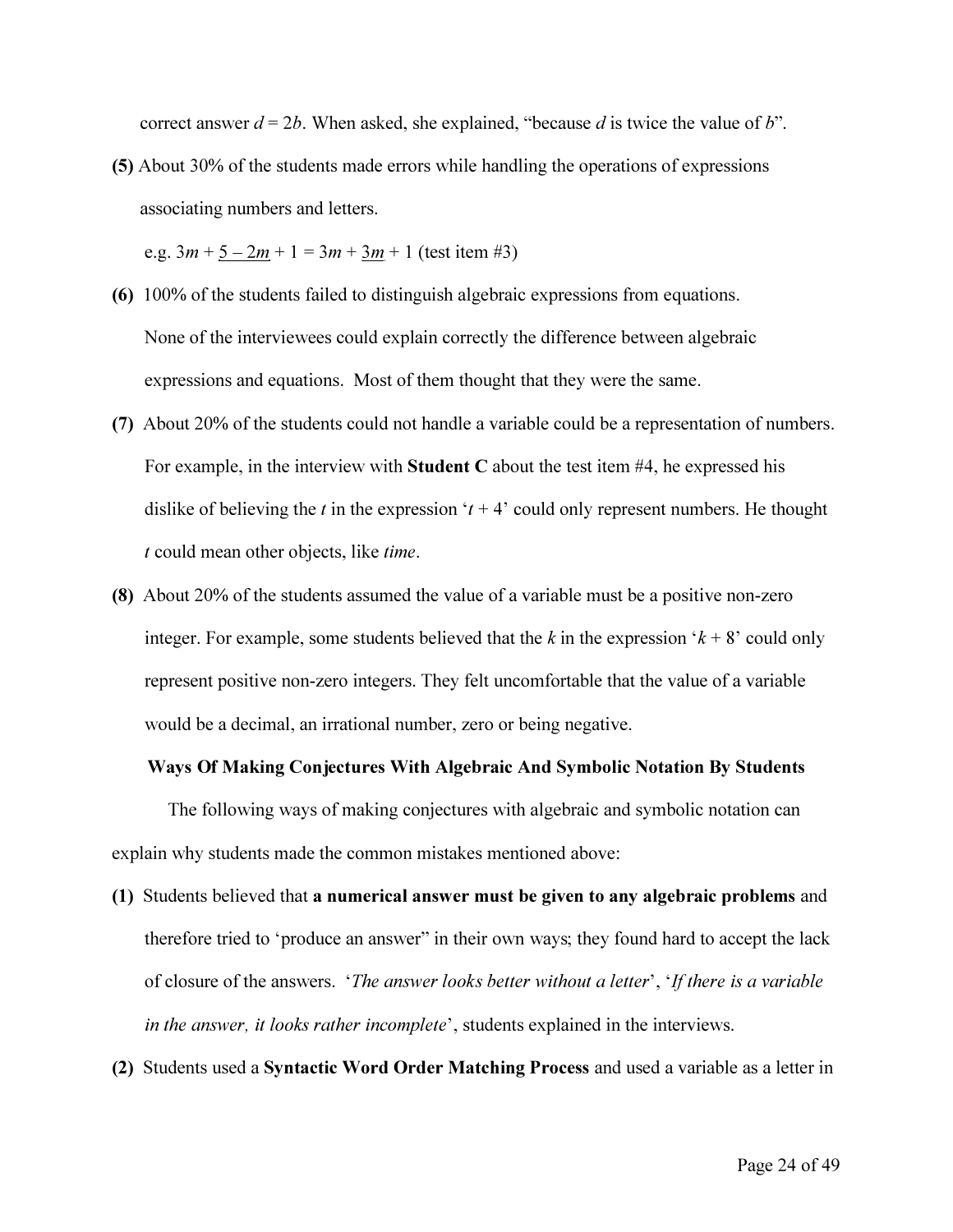correct answer $d = 2b$. When asked, she explained, "because $d$ is twice the value of $b$".

**(5)** About 30% of the students made errors while handling the operations of expressions associating numbers and letters.

e.g. $3m + \underline{5 - 2m} + 1 = 3m + \underline{3m} + 1$ (test item #3)

**(6)** 100% of the students failed to distinguish algebraic expressions from equations. None of the interviewees could explain correctly the difference between algebraic expressions and equations. Most of them thought that they were the same.

**(7)** About 20% of the students could not handle a variable could be a representation of numbers. For example, in the interview with **Student C** about the test item #4, he expressed his dislike of believing the $t$ in the expression '$t + 4$' could only represent numbers. He thought $t$ could mean other objects, like *time*.

**(8)** About 20% of the students assumed the value of a variable must be a positive non-zero integer. For example, some students believed that the $k$ in the expression '$k + 8$' could only represent positive non-zero integers. They felt uncomfortable that the value of a variable would be a decimal, an irrational number, zero or being negative.

### Ways Of Making Conjectures With Algebraic And Symbolic Notation By Students

The following ways of making conjectures with algebraic and symbolic notation can explain why students made the common mistakes mentioned above:

**(1)** Students believed that **a numerical answer must be given to any algebraic problems** and therefore tried to 'produce an answer" in their own ways; they found hard to accept the lack of closure of the answers. '*The answer looks better without a letter*', '*If there is a variable in the answer, it looks rather incomplete*', students explained in the interviews.

**(2)** Students used a **Syntactic Word Order Matching Process** and used a variable as a letter in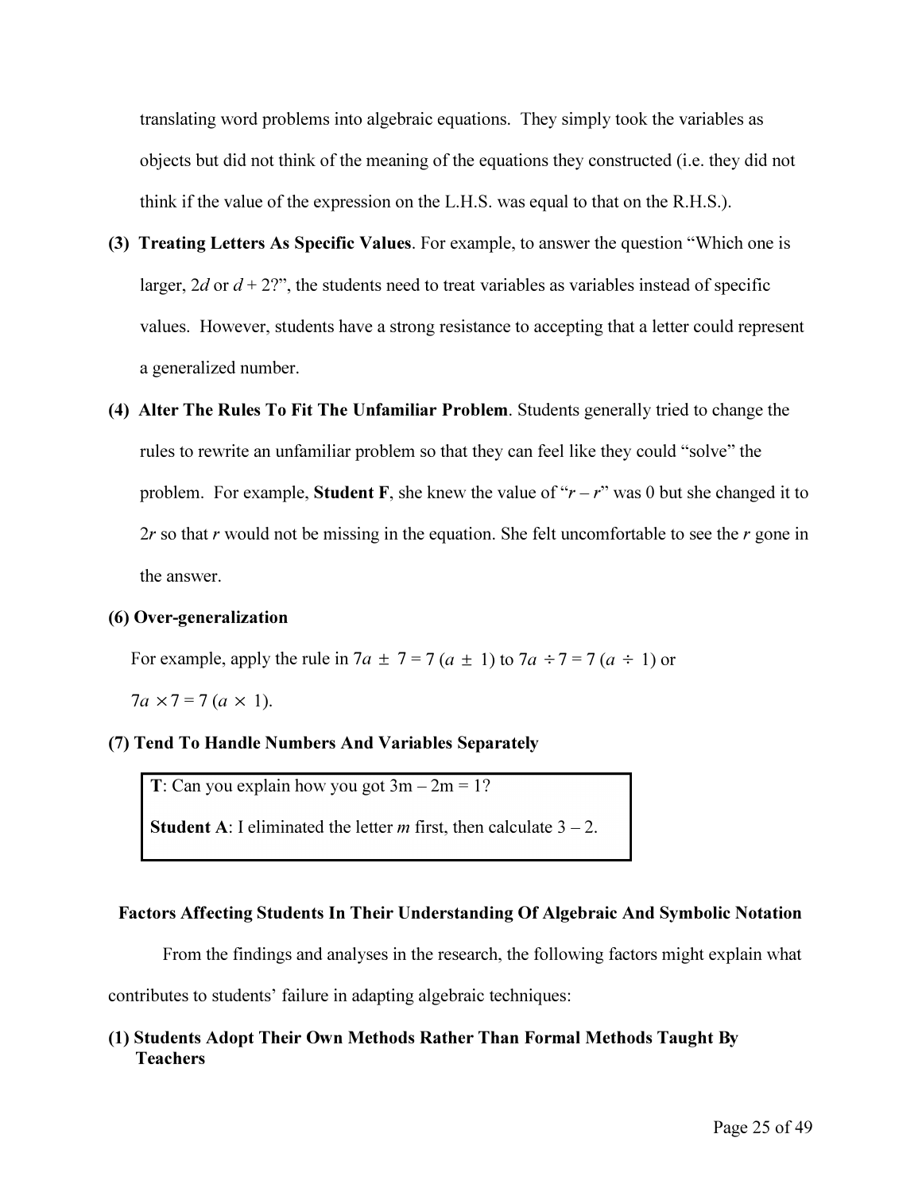translating word problems into algebraic equations. They simply took the variables as objects but did not think of the meaning of the equations they constructed (i.e. they did not think if the value of the expression on the L.H.S. was equal to that on the R.H.S.).

**(3) Treating Letters As Specific Values**. For example, to answer the question "Which one is larger, $2d$ or $d + 2$?", the students need to treat variables as variables instead of specific values. However, students have a strong resistance to accepting that a letter could represent a generalized number.

**(4) Alter The Rules To Fit The Unfamiliar Problem**. Students generally tried to change the rules to rewrite an unfamiliar problem so that they can feel like they could "solve" the problem. For example, **Student F**, she knew the value of "$r - r$" was 0 but she changed it to $2r$ so that $r$ would not be missing in the equation. She felt uncomfortable to see the $r$ gone in the answer.

**(6) Over-generalization**

For example, apply the rule in $7a \pm 7 = 7\,(a \pm 1)$ to $7a \div 7 = 7\,(a \div 1)$ or $7a \times 7 = 7\,(a \times 1)$.

**(7) Tend To Handle Numbers And Variables Separately**

> **T**: Can you explain how you got 3m – 2m = 1?
>
> **Student A**: I eliminated the letter *m* first, then calculate 3 – 2.

### Factors Affecting Students In Their Understanding Of Algebraic And Symbolic Notation

From the findings and analyses in the research, the following factors might explain what contributes to students' failure in adapting algebraic techniques:

**(1) Students Adopt Their Own Methods Rather Than Formal Methods Taught By Teachers**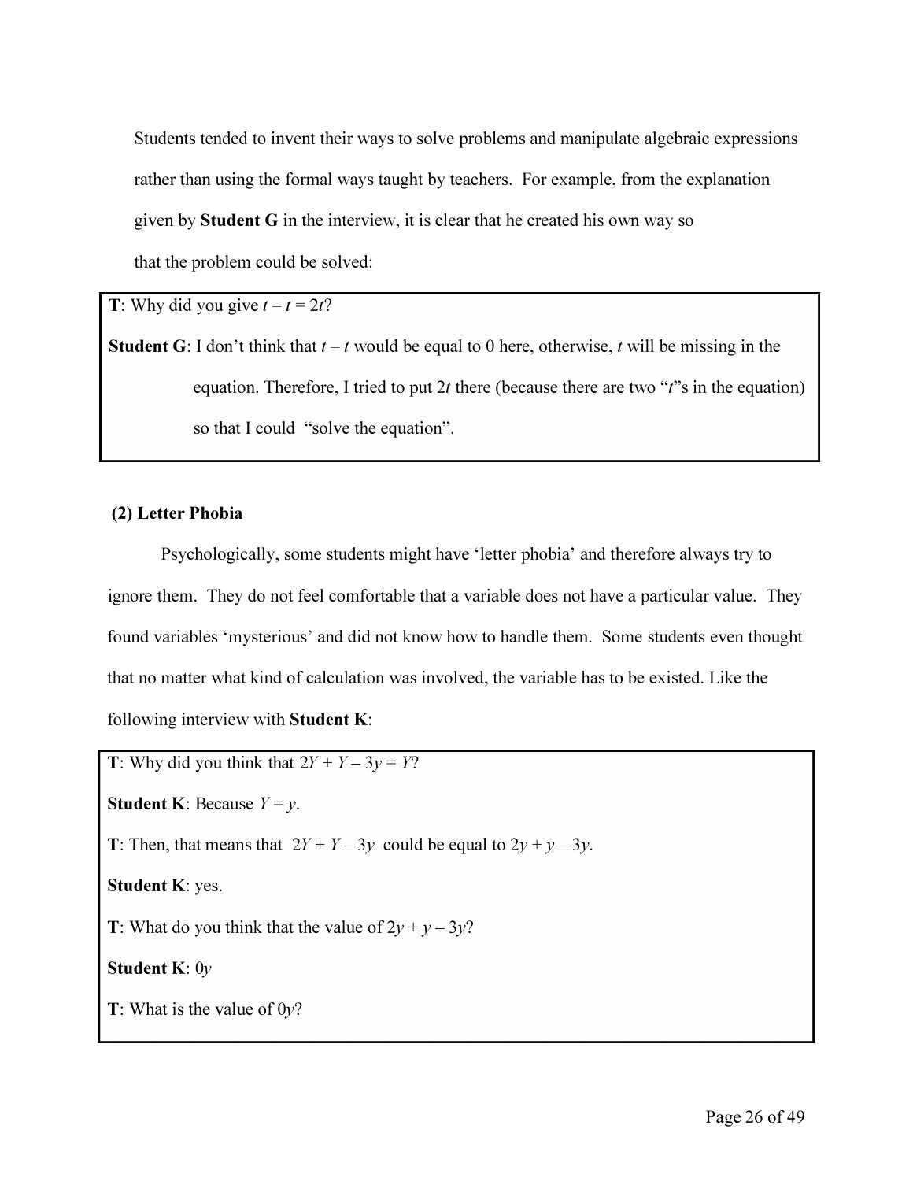Students tended to invent their ways to solve problems and manipulate algebraic expressions rather than using the formal ways taught by teachers. For example, from the explanation given by **Student G** in the interview, it is clear that he created his own way so that the problem could be solved:

> **T**: Why did you give $t - t = 2t$?
>
> **Student G**: I don't think that $t - t$ would be equal to 0 here, otherwise, $t$ will be missing in the equation. Therefore, I tried to put $2t$ there (because there are two "$t$"s in the equation) so that I could "solve the equation".

**(2) Letter Phobia**

Psychologically, some students might have 'letter phobia' and therefore always try to ignore them. They do not feel comfortable that a variable does not have a particular value. They found variables 'mysterious' and did not know how to handle them. Some students even thought that no matter what kind of calculation was involved, the variable has to be existed. Like the following interview with **Student K**:

> **T**: Why did you think that $2Y + Y - 3y = Y$?
>
> **Student K**: Because $Y = y$.
>
> **T**: Then, that means that $2Y + Y - 3y$ could be equal to $2y + y - 3y$.
>
> **Student K**: yes.
>
> **T**: What do you think that the value of $2y + y - 3y$?
>
> **Student K**: $0y$
>
> **T**: What is the value of $0y$?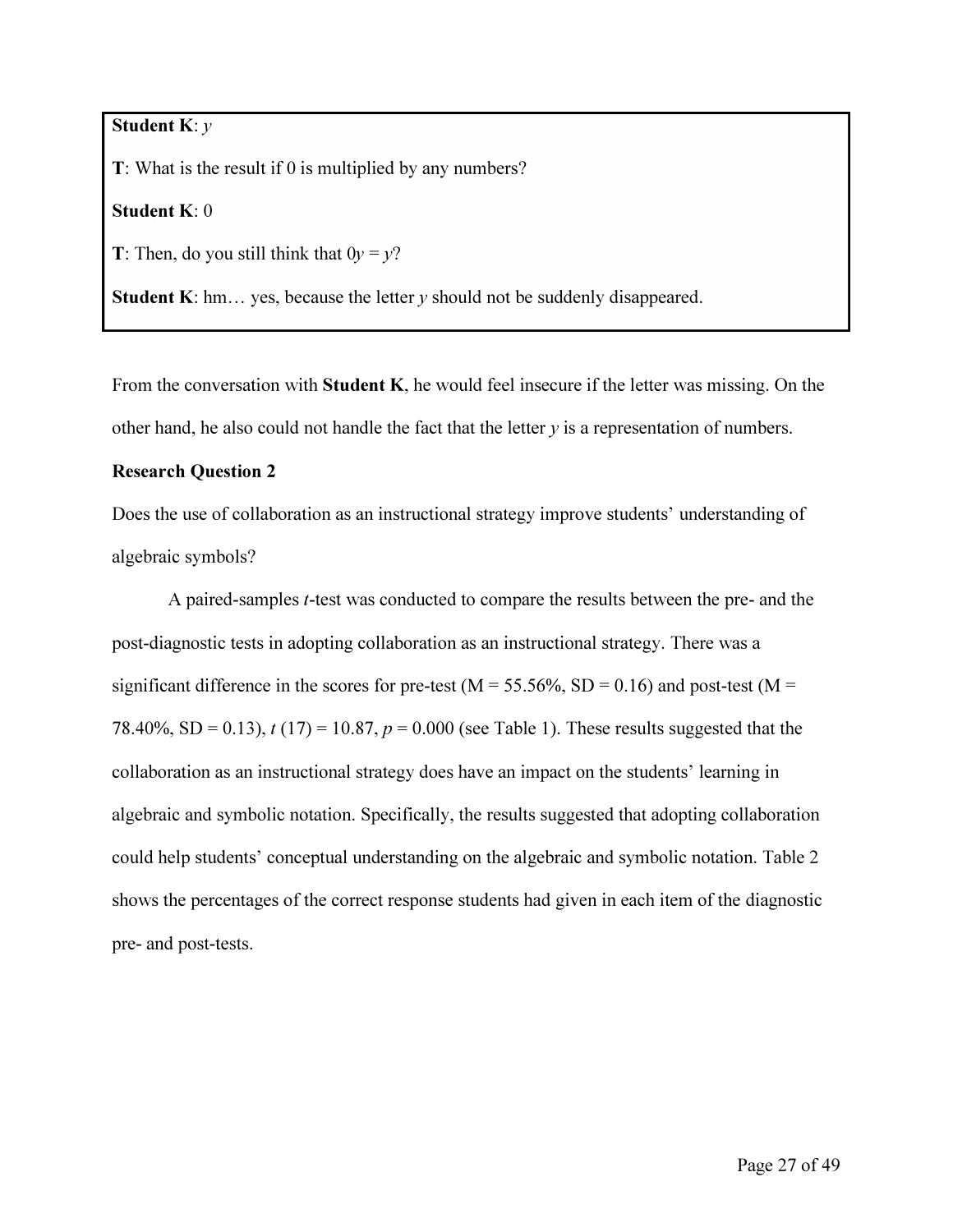**Student K**: $y$

**T**: What is the result if 0 is multiplied by any numbers?

**Student K**: 0

**T**: Then, do you still think that $0y = y$?

**Student K**: hm… yes, because the letter $y$ should not be suddenly disappeared.

From the conversation with **Student K**, he would feel insecure if the letter was missing. On the other hand, he also could not handle the fact that the letter $y$ is a representation of numbers.

**Research Question 2**

Does the use of collaboration as an instructional strategy improve students' understanding of algebraic symbols?

A paired-samples $t$-test was conducted to compare the results between the pre- and the post-diagnostic tests in adopting collaboration as an instructional strategy. There was a significant difference in the scores for pre-test (M = 55.56%, SD = 0.16) and post-test (M = 78.40%, SD = 0.13), $t\ (17) = 10.87$, $p = 0.000$ (see Table 1). These results suggested that the collaboration as an instructional strategy does have an impact on the students' learning in algebraic and symbolic notation. Specifically, the results suggested that adopting collaboration could help students' conceptual understanding on the algebraic and symbolic notation. Table 2 shows the percentages of the correct response students had given in each item of the diagnostic pre- and post-tests.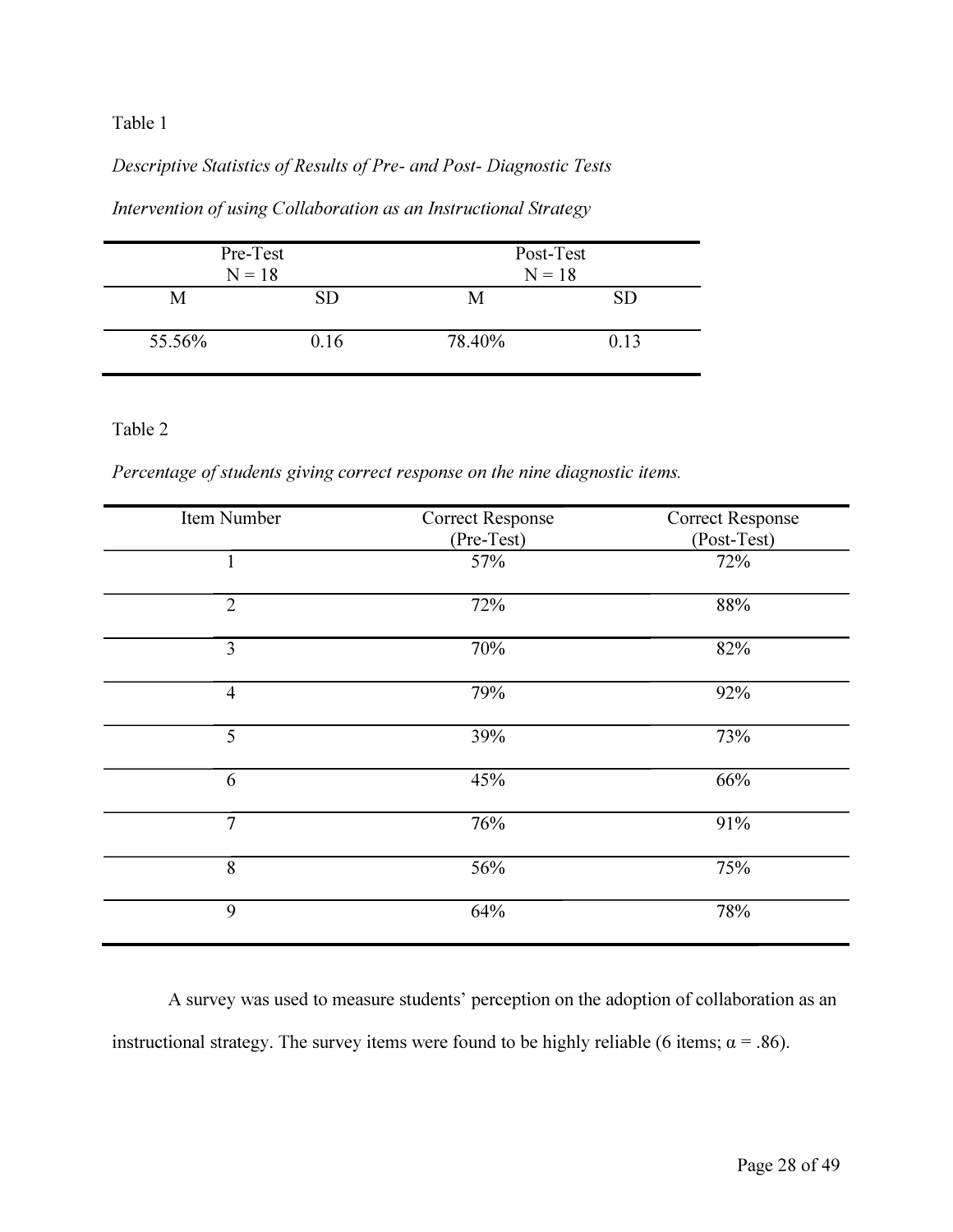Table 1

*Descriptive Statistics of Results of Pre- and Post- Diagnostic Tests*

*Intervention of using Collaboration as an Instructional Strategy*

| Pre-Test N = 18 | | Post-Test N = 18 | |
|---|---|---|---|
| M | SD | M | SD |
| 55.56% | 0.16 | 78.40% | 0.13 |

Table 2

*Percentage of students giving correct response on the nine diagnostic items.*

| Item Number | Correct Response (Pre-Test) | Correct Response (Post-Test) |
|---|---|---|
| 1 | 57% | 72% |
| 2 | 72% | 88% |
| 3 | 70% | 82% |
| 4 | 79% | 92% |
| 5 | 39% | 73% |
| 6 | 45% | 66% |
| 7 | 76% | 91% |
| 8 | 56% | 75% |
| 9 | 64% | 78% |

A survey was used to measure students' perception on the adoption of collaboration as an instructional strategy. The survey items were found to be highly reliable (6 items; $\alpha = .86$).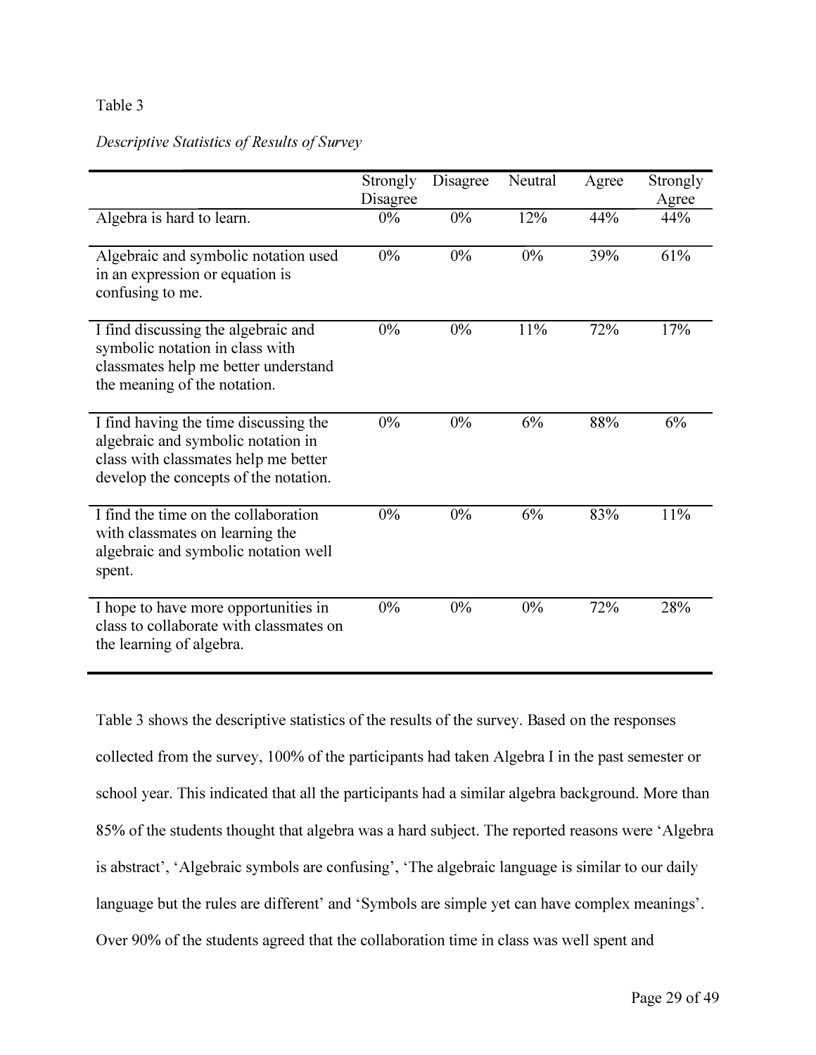Table 3

*Descriptive Statistics of Results of Survey*

| | Strongly Disagree | Disagree | Neutral | Agree | Strongly Agree |
|---|---|---|---|---|---|
| Algebra is hard to learn. | 0% | 0% | 12% | 44% | 44% |
| Algebraic and symbolic notation used in an expression or equation is confusing to me. | 0% | 0% | 0% | 39% | 61% |
| I find discussing the algebraic and symbolic notation in class with classmates help me better understand the meaning of the notation. | 0% | 0% | 11% | 72% | 17% |
| I find having the time discussing the algebraic and symbolic notation in class with classmates help me better develop the concepts of the notation. | 0% | 0% | 6% | 88% | 6% |
| I find the time on the collaboration with classmates on learning the algebraic and symbolic notation well spent. | 0% | 0% | 6% | 83% | 11% |
| I hope to have more opportunities in class to collaborate with classmates on the learning of algebra. | 0% | 0% | 0% | 72% | 28% |

Table 3 shows the descriptive statistics of the results of the survey. Based on the responses collected from the survey, 100% of the participants had taken Algebra I in the past semester or school year. This indicated that all the participants had a similar algebra background. More than 85% of the students thought that algebra was a hard subject. The reported reasons were 'Algebra is abstract', 'Algebraic symbols are confusing', 'The algebraic language is similar to our daily language but the rules are different' and 'Symbols are simple yet can have complex meanings'. Over 90% of the students agreed that the collaboration time in class was well spent and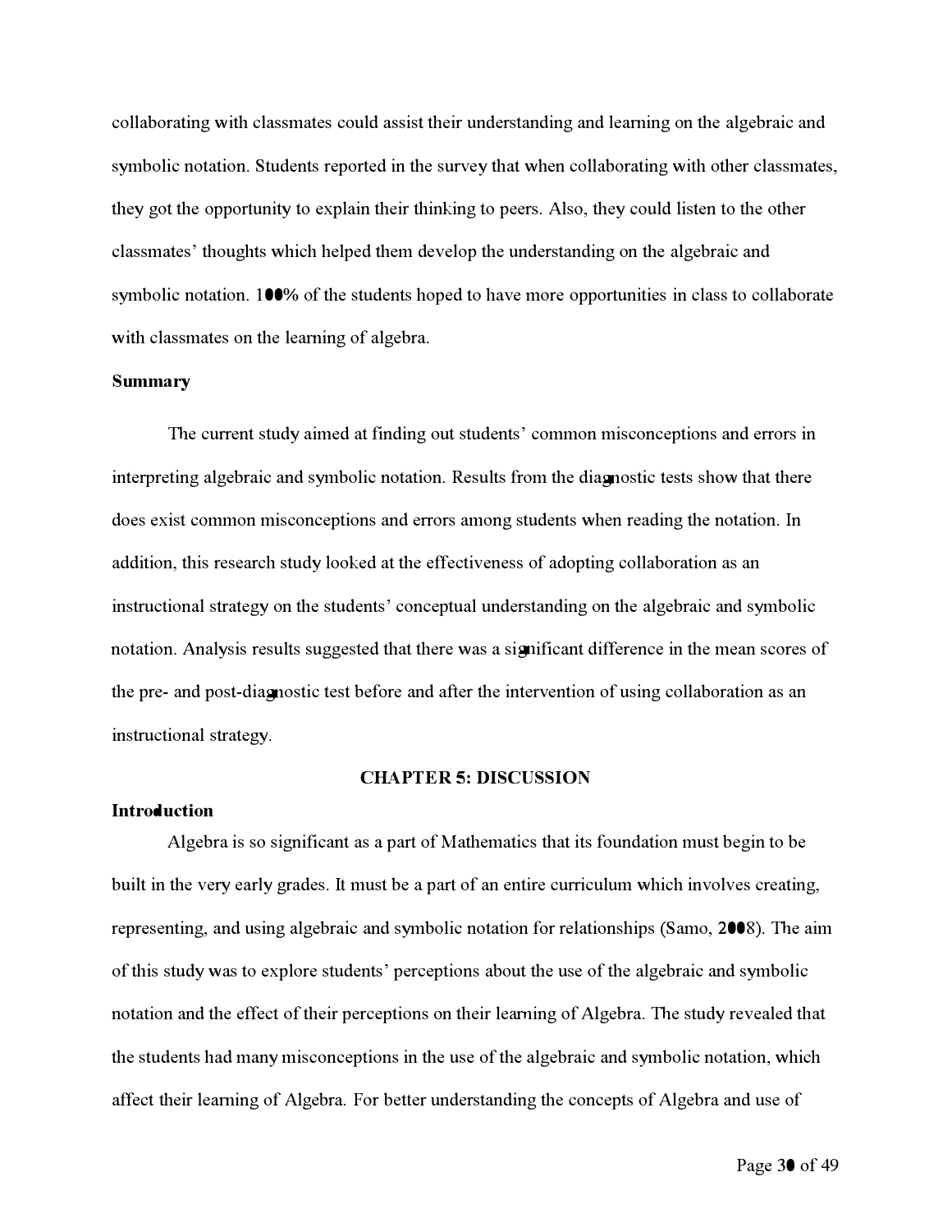collaborating with classmates could assist their understanding and learning on the algebraic and symbolic notation. Students reported in the survey that when collaborating with other classmates, they got the opportunity to explain their thinking to peers. Also, they could listen to the other classmates' thoughts which helped them develop the understanding on the algebraic and symbolic notation. 100% of the students hoped to have more opportunities in class to collaborate with classmates on the learning of algebra.

**Summary**

The current study aimed at finding out students' common misconceptions and errors in interpreting algebraic and symbolic notation. Results from the diagnostic tests show that there does exist common misconceptions and errors among students when reading the notation. In addition, this research study looked at the effectiveness of adopting collaboration as an instructional strategy on the students' conceptual understanding on the algebraic and symbolic notation. Analysis results suggested that there was a significant difference in the mean scores of the pre- and post-diagnostic test before and after the intervention of using collaboration as an instructional strategy.

## CHAPTER 5: DISCUSSION

**Introduction**

Algebra is so significant as a part of Mathematics that its foundation must begin to be built in the very early grades. It must be a part of an entire curriculum which involves creating, representing, and using algebraic and symbolic notation for relationships (Samo, 2008). The aim of this study was to explore students' perceptions about the use of the algebraic and symbolic notation and the effect of their perceptions on their learning of Algebra. The study revealed that the students had many misconceptions in the use of the algebraic and symbolic notation, which affect their learning of Algebra. For better understanding the concepts of Algebra and use of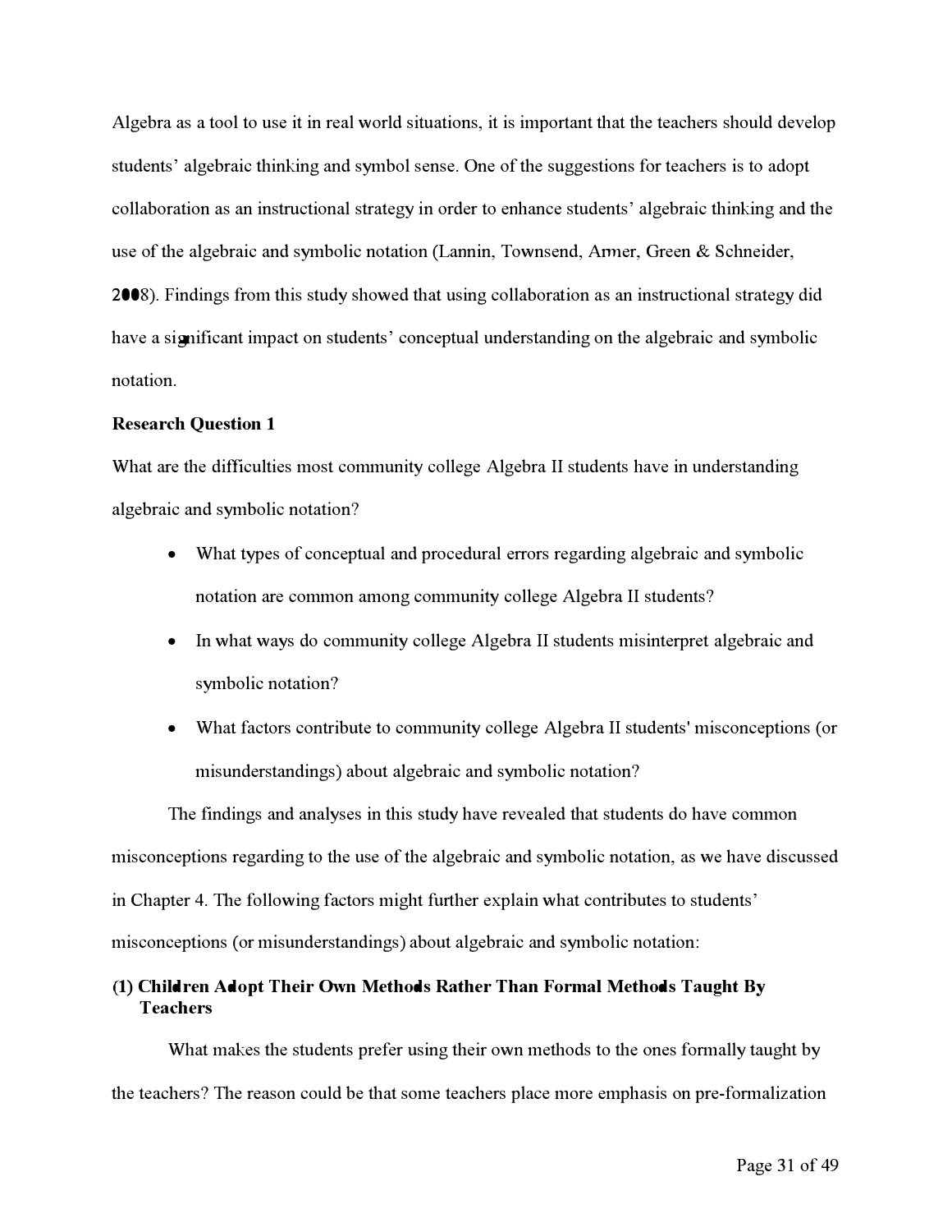Algebra as a tool to use it in real world situations, it is important that the teachers should develop students' algebraic thinking and symbol sense. One of the suggestions for teachers is to adopt collaboration as an instructional strategy in order to enhance students' algebraic thinking and the use of the algebraic and symbolic notation (Lannin, Townsend, Armer, Green & Schneider, 2008). Findings from this study showed that using collaboration as an instructional strategy did have a significant impact on students' conceptual understanding on the algebraic and symbolic notation.

**Research Question 1**

What are the difficulties most community college Algebra II students have in understanding algebraic and symbolic notation?

- What types of conceptual and procedural errors regarding algebraic and symbolic notation are common among community college Algebra II students?
- In what ways do community college Algebra II students misinterpret algebraic and symbolic notation?
- What factors contribute to community college Algebra II students' misconceptions (or misunderstandings) about algebraic and symbolic notation?

The findings and analyses in this study have revealed that students do have common misconceptions regarding to the use of the algebraic and symbolic notation, as we have discussed in Chapter 4. The following factors might further explain what contributes to students' misconceptions (or misunderstandings) about algebraic and symbolic notation:

**(1) Children Adopt Their Own Methods Rather Than Formal Methods Taught By Teachers**

What makes the students prefer using their own methods to the ones formally taught by the teachers? The reason could be that some teachers place more emphasis on pre-formalization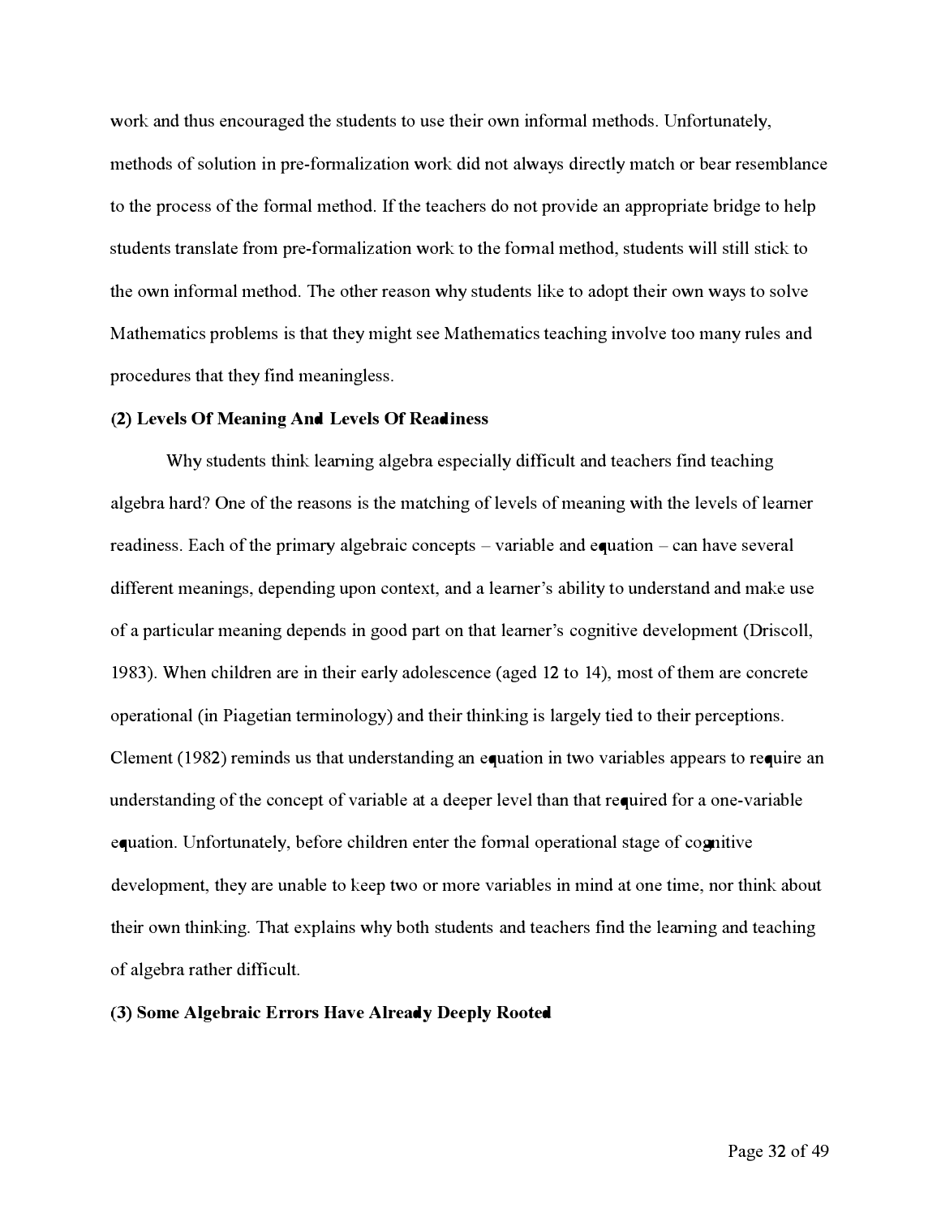work and thus encouraged the students to use their own informal methods. Unfortunately, methods of solution in pre-formalization work did not always directly match or bear resemblance to the process of the formal method. If the teachers do not provide an appropriate bridge to help students translate from pre-formalization work to the formal method, students will still stick to the own informal method. The other reason why students like to adopt their own ways to solve Mathematics problems is that they might see Mathematics teaching involve too many rules and procedures that they find meaningless.

**(2) Levels Of Meaning And Levels Of Readiness**

Why students think learning algebra especially difficult and teachers find teaching algebra hard? One of the reasons is the matching of levels of meaning with the levels of learner readiness. Each of the primary algebraic concepts – variable and equation – can have several different meanings, depending upon context, and a learner's ability to understand and make use of a particular meaning depends in good part on that learner's cognitive development (Driscoll, 1983). When children are in their early adolescence (aged 12 to 14), most of them are concrete operational (in Piagetian terminology) and their thinking is largely tied to their perceptions. Clement (1982) reminds us that understanding an equation in two variables appears to require an understanding of the concept of variable at a deeper level than that required for a one-variable equation. Unfortunately, before children enter the formal operational stage of cognitive development, they are unable to keep two or more variables in mind at one time, nor think about their own thinking. That explains why both students and teachers find the learning and teaching of algebra rather difficult.

**(3) Some Algebraic Errors Have Already Deeply Rooted**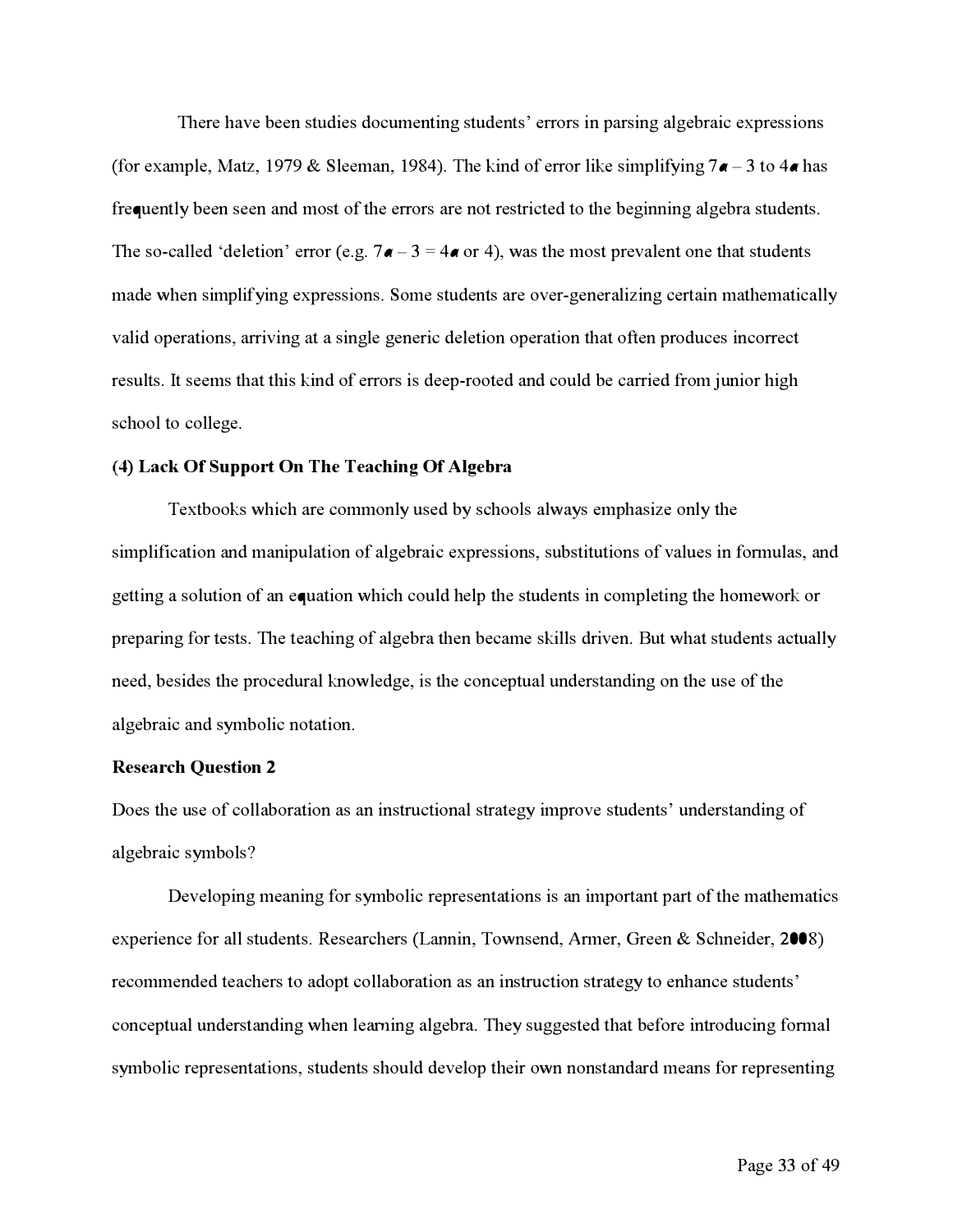There have been studies documenting students' errors in parsing algebraic expressions (for example, Matz, 1979 & Sleeman, 1984). The kind of error like simplifying $7a - 3$ to $4a$ has frequently been seen and most of the errors are not restricted to the beginning algebra students. The so-called 'deletion' error (e.g. $7a - 3 = 4a$ or 4), was the most prevalent one that students made when simplifying expressions. Some students are over-generalizing certain mathematically valid operations, arriving at a single generic deletion operation that often produces incorrect results. It seems that this kind of errors is deep-rooted and could be carried from junior high school to college.

**(4) Lack Of Support On The Teaching Of Algebra**

Textbooks which are commonly used by schools always emphasize only the simplification and manipulation of algebraic expressions, substitutions of values in formulas, and getting a solution of an equation which could help the students in completing the homework or preparing for tests. The teaching of algebra then became skills driven. But what students actually need, besides the procedural knowledge, is the conceptual understanding on the use of the algebraic and symbolic notation.

**Research Question 2**

Does the use of collaboration as an instructional strategy improve students' understanding of algebraic symbols?

Developing meaning for symbolic representations is an important part of the mathematics experience for all students. Researchers (Lannin, Townsend, Armer, Green & Schneider, 2008) recommended teachers to adopt collaboration as an instruction strategy to enhance students' conceptual understanding when learning algebra. They suggested that before introducing formal symbolic representations, students should develop their own nonstandard means for representing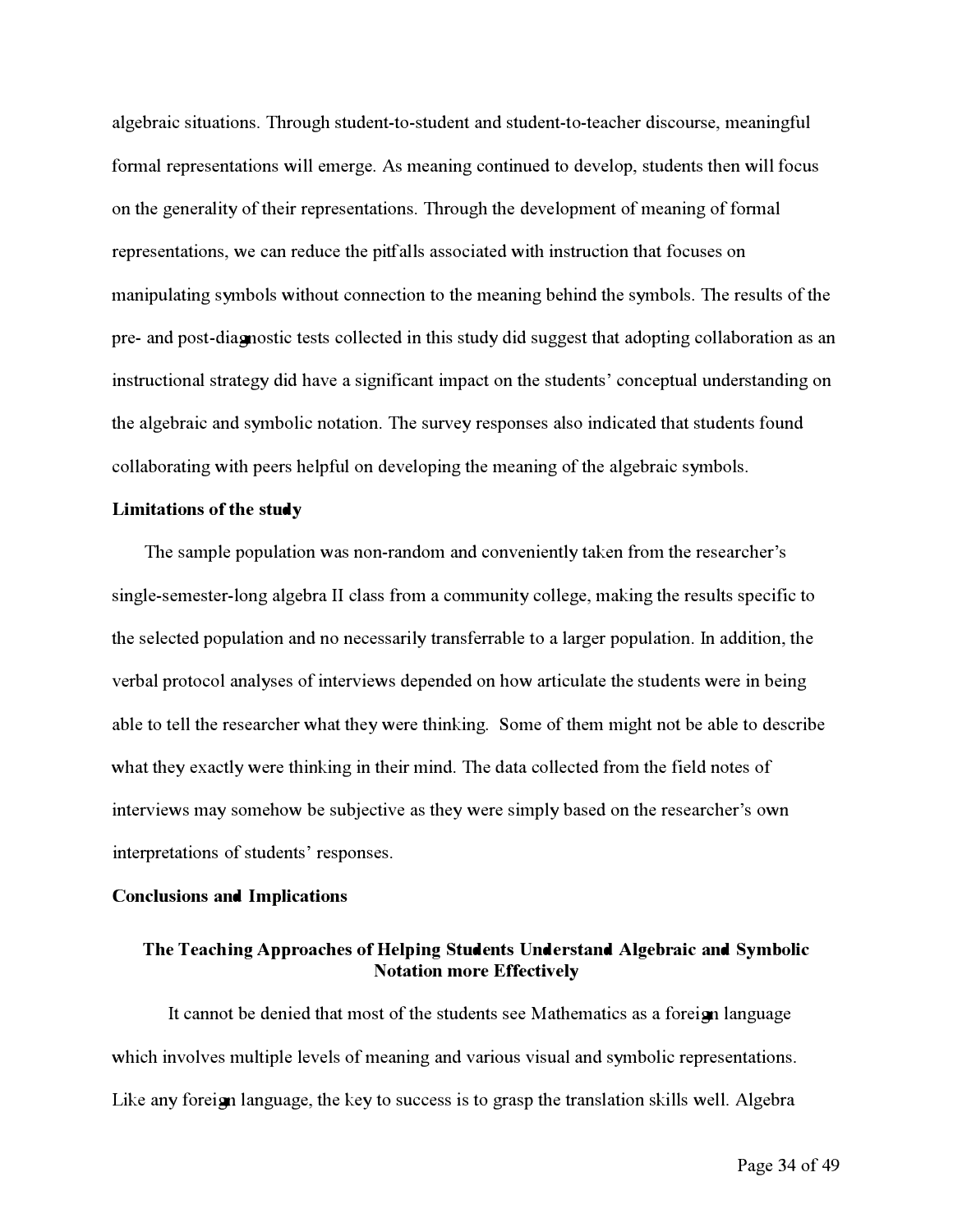algebraic situations. Through student-to-student and student-to-teacher discourse, meaningful formal representations will emerge. As meaning continued to develop, students then will focus on the generality of their representations. Through the development of meaning of formal representations, we can reduce the pitfalls associated with instruction that focuses on manipulating symbols without connection to the meaning behind the symbols. The results of the pre- and post-diagnostic tests collected in this study did suggest that adopting collaboration as an instructional strategy did have a significant impact on the students' conceptual understanding on the algebraic and symbolic notation. The survey responses also indicated that students found collaborating with peers helpful on developing the meaning of the algebraic symbols.

**Limitations of the study**

The sample population was non-random and conveniently taken from the researcher's single-semester-long algebra II class from a community college, making the results specific to the selected population and no necessarily transferrable to a larger population. In addition, the verbal protocol analyses of interviews depended on how articulate the students were in being able to tell the researcher what they were thinking. Some of them might not be able to describe what they exactly were thinking in their mind. The data collected from the field notes of interviews may somehow be subjective as they were simply based on the researcher's own interpretations of students' responses.

**Conclusions and Implications**

### The Teaching Approaches of Helping Students Understand Algebraic and Symbolic Notation more Effectively

It cannot be denied that most of the students see Mathematics as a foreign language which involves multiple levels of meaning and various visual and symbolic representations. Like any foreign language, the key to success is to grasp the translation skills well. Algebra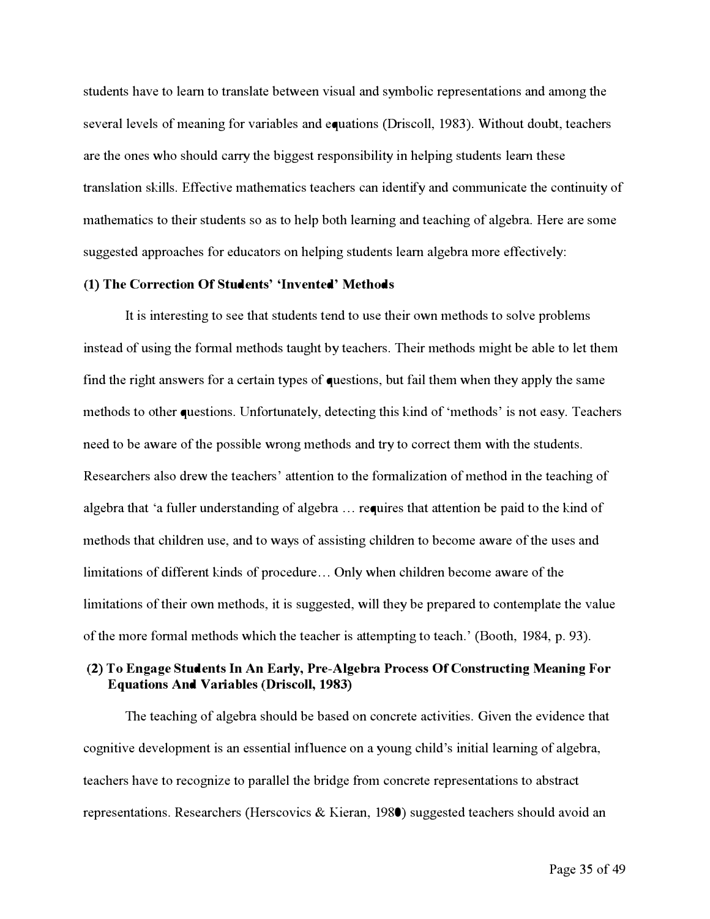students have to learn to translate between visual and symbolic representations and among the several levels of meaning for variables and equations (Driscoll, 1983). Without doubt, teachers are the ones who should carry the biggest responsibility in helping students learn these translation skills. Effective mathematics teachers can identify and communicate the continuity of mathematics to their students so as to help both learning and teaching of algebra. Here are some suggested approaches for educators on helping students learn algebra more effectively:

**(1) The Correction Of Students' 'Invented' Methods**

It is interesting to see that students tend to use their own methods to solve problems instead of using the formal methods taught by teachers. Their methods might be able to let them find the right answers for a certain types of questions, but fail them when they apply the same methods to other questions. Unfortunately, detecting this kind of 'methods' is not easy. Teachers need to be aware of the possible wrong methods and try to correct them with the students. Researchers also drew the teachers' attention to the formalization of method in the teaching of algebra that 'a fuller understanding of algebra … requires that attention be paid to the kind of methods that children use, and to ways of assisting children to become aware of the uses and limitations of different kinds of procedure… Only when children become aware of the limitations of their own methods, it is suggested, will they be prepared to contemplate the value of the more formal methods which the teacher is attempting to teach.' (Booth, 1984, p. 93).

**(2) To Engage Students In An Early, Pre-Algebra Process Of Constructing Meaning For Equations And Variables (Driscoll, 1983)**

The teaching of algebra should be based on concrete activities. Given the evidence that cognitive development is an essential influence on a young child's initial learning of algebra, teachers have to recognize to parallel the bridge from concrete representations to abstract representations. Researchers (Herscovics & Kieran, 1980) suggested teachers should avoid an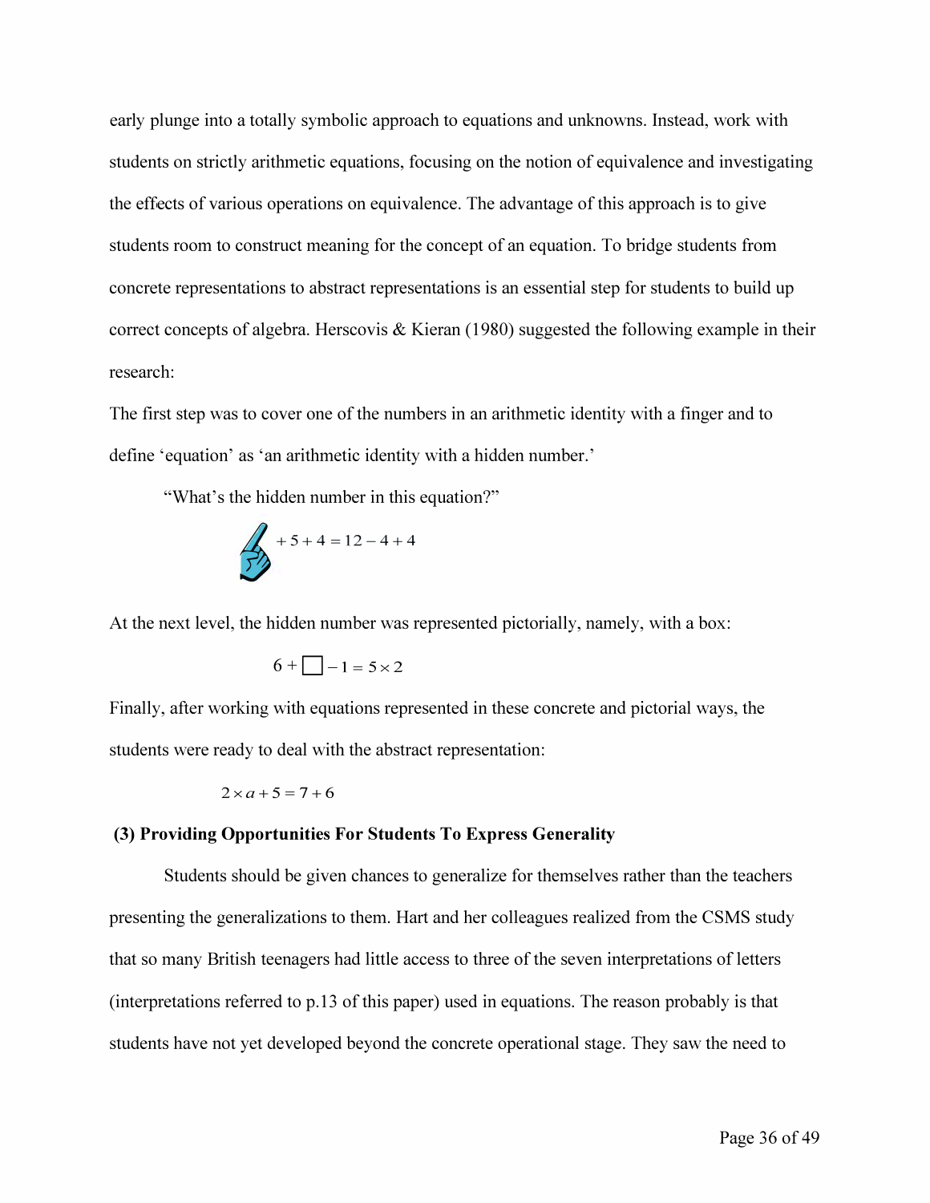early plunge into a totally symbolic approach to equations and unknowns. Instead, work with students on strictly arithmetic equations, focusing on the notion of equivalence and investigating the effects of various operations on equivalence. The advantage of this approach is to give students room to construct meaning for the concept of an equation. To bridge students from concrete representations to abstract representations is an essential step for students to build up correct concepts of algebra. Herscovis & Kieran (1980) suggested the following example in their research:

The first step was to cover one of the numbers in an arithmetic identity with a finger and to define 'equation' as 'an arithmetic identity with a hidden number.'

"What's the hidden number in this equation?"

$$+ 5 + 4 = 12 - 4 + 4$$

At the next level, the hidden number was represented pictorially, namely, with a box:

$$6 + \square - 1 = 5 \times 2$$

Finally, after working with equations represented in these concrete and pictorial ways, the students were ready to deal with the abstract representation:

$$2 \times a + 5 = 7 + 6$$

**(3) Providing Opportunities For Students To Express Generality**

Students should be given chances to generalize for themselves rather than the teachers presenting the generalizations to them. Hart and her colleagues realized from the CSMS study that so many British teenagers had little access to three of the seven interpretations of letters (interpretations referred to p.13 of this paper) used in equations. The reason probably is that students have not yet developed beyond the concrete operational stage. They saw the need to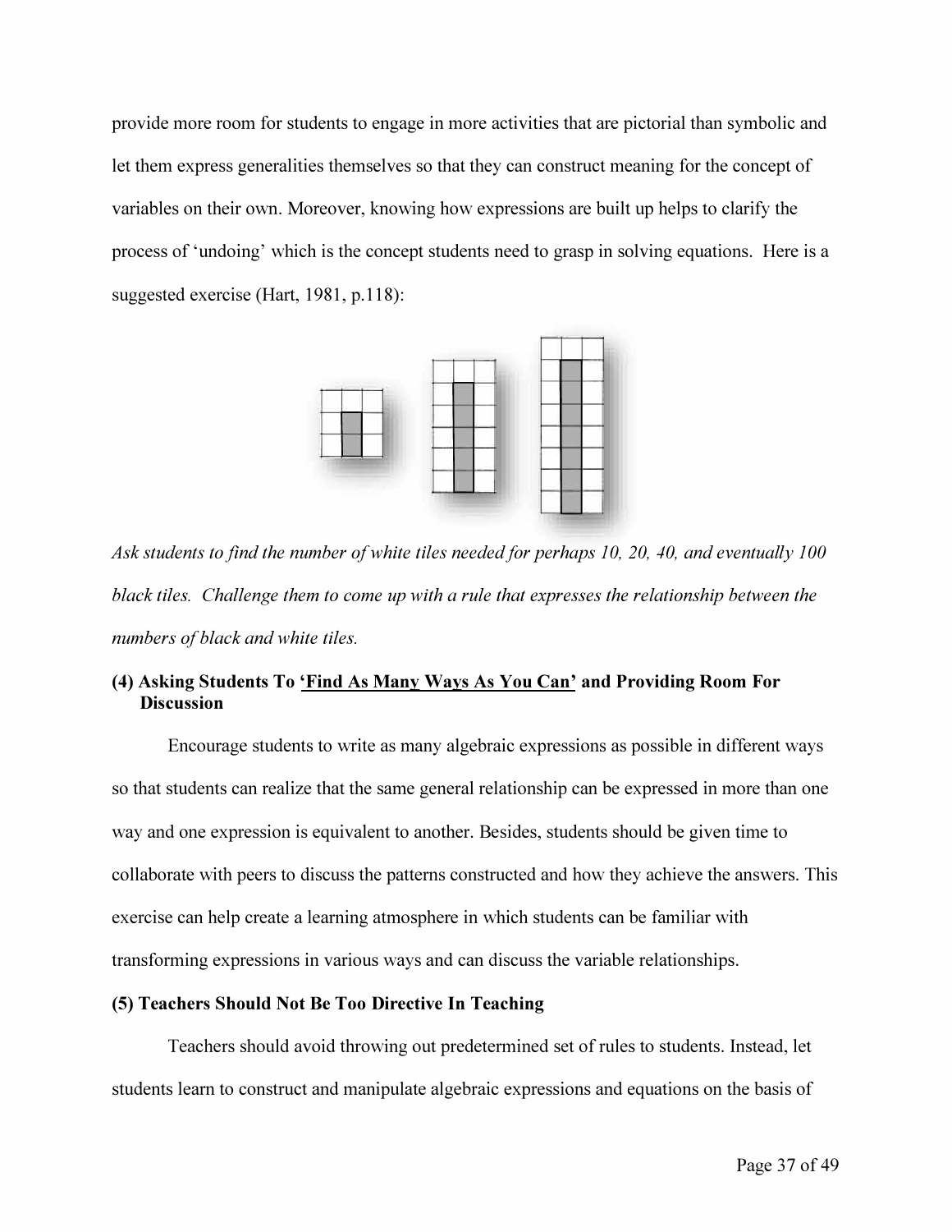provide more room for students to engage in more activities that are pictorial than symbolic and let them express generalities themselves so that they can construct meaning for the concept of variables on their own. Moreover, knowing how expressions are built up helps to clarify the process of 'undoing' which is the concept students need to grasp in solving equations. Here is a suggested exercise (Hart, 1981, p.118):

*Ask students to find the number of white tiles needed for perhaps 10, 20, 40, and eventually 100 black tiles. Challenge them to come up with a rule that expresses the relationship between the numbers of black and white tiles.*

**(4) Asking Students To 'Find As Many Ways As You Can' and Providing Room For Discussion**

Encourage students to write as many algebraic expressions as possible in different ways so that students can realize that the same general relationship can be expressed in more than one way and one expression is equivalent to another. Besides, students should be given time to collaborate with peers to discuss the patterns constructed and how they achieve the answers. This exercise can help create a learning atmosphere in which students can be familiar with transforming expressions in various ways and can discuss the variable relationships.

**(5) Teachers Should Not Be Too Directive In Teaching**

Teachers should avoid throwing out predetermined set of rules to students. Instead, let students learn to construct and manipulate algebraic expressions and equations on the basis of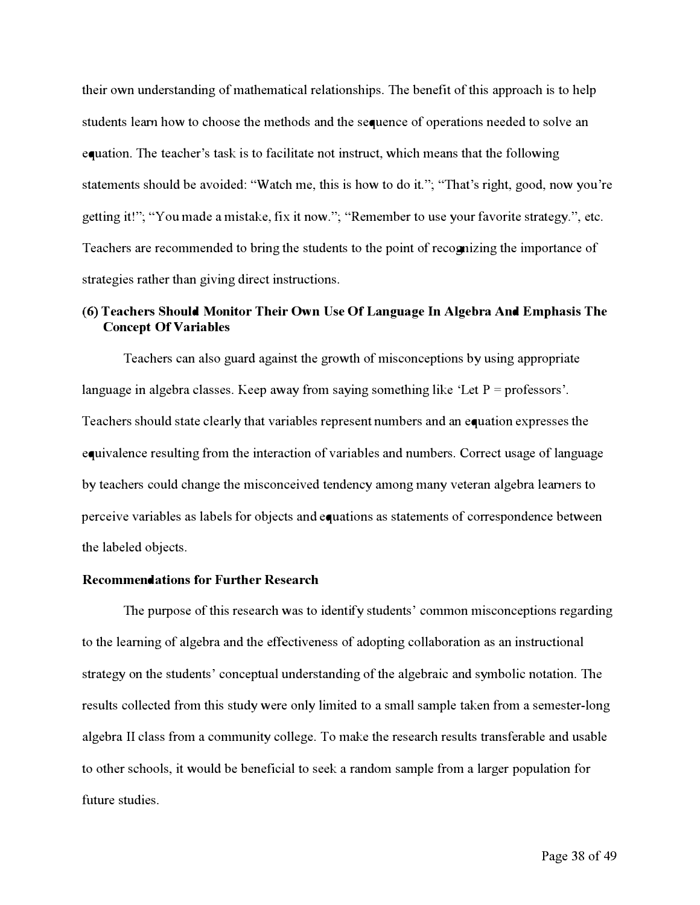their own understanding of mathematical relationships. The benefit of this approach is to help students learn how to choose the methods and the sequence of operations needed to solve an equation. The teacher's task is to facilitate not instruct, which means that the following statements should be avoided: "Watch me, this is how to do it."; "That's right, good, now you're getting it!"; "You made a mistake, fix it now."; "Remember to use your favorite strategy.", etc. Teachers are recommended to bring the students to the point of recognizing the importance of strategies rather than giving direct instructions.

**(6) Teachers Should Monitor Their Own Use Of Language In Algebra And Emphasis The Concept Of Variables**

Teachers can also guard against the growth of misconceptions by using appropriate language in algebra classes. Keep away from saying something like 'Let P = professors'. Teachers should state clearly that variables represent numbers and an equation expresses the equivalence resulting from the interaction of variables and numbers. Correct usage of language by teachers could change the misconceived tendency among many veteran algebra learners to perceive variables as labels for objects and equations as statements of correspondence between the labeled objects.

**Recommendations for Further Research**

The purpose of this research was to identify students' common misconceptions regarding to the learning of algebra and the effectiveness of adopting collaboration as an instructional strategy on the students' conceptual understanding of the algebraic and symbolic notation. The results collected from this study were only limited to a small sample taken from a semester-long algebra II class from a community college. To make the research results transferable and usable to other schools, it would be beneficial to seek a random sample from a larger population for future studies.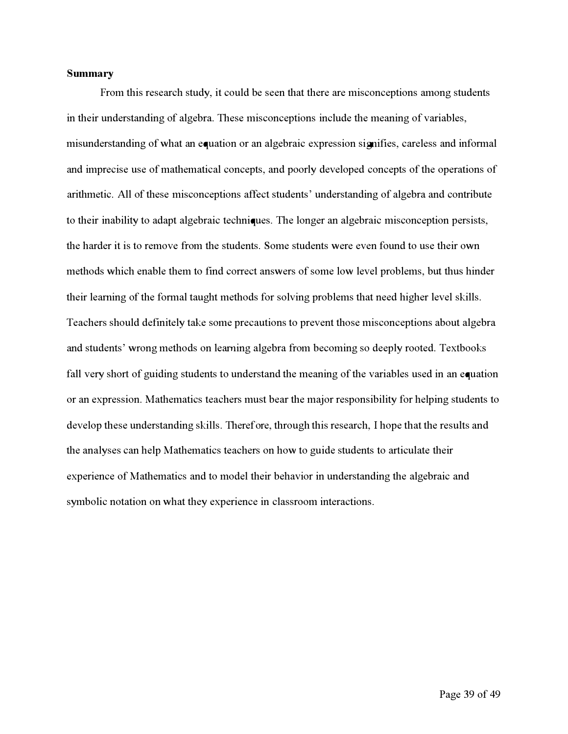**Summary**

From this research study, it could be seen that there are misconceptions among students in their understanding of algebra. These misconceptions include the meaning of variables, misunderstanding of what an equation or an algebraic expression signifies, careless and informal and imprecise use of mathematical concepts, and poorly developed concepts of the operations of arithmetic. All of these misconceptions affect students' understanding of algebra and contribute to their inability to adapt algebraic techniques. The longer an algebraic misconception persists, the harder it is to remove from the students. Some students were even found to use their own methods which enable them to find correct answers of some low level problems, but thus hinder their learning of the formal taught methods for solving problems that need higher level skills. Teachers should definitely take some precautions to prevent those misconceptions about algebra and students' wrong methods on learning algebra from becoming so deeply rooted. Textbooks fall very short of guiding students to understand the meaning of the variables used in an equation or an expression. Mathematics teachers must bear the major responsibility for helping students to develop these understanding skills. Therefore, through this research, I hope that the results and the analyses can help Mathematics teachers on how to guide students to articulate their experience of Mathematics and to model their behavior in understanding the algebraic and symbolic notation on what they experience in classroom interactions.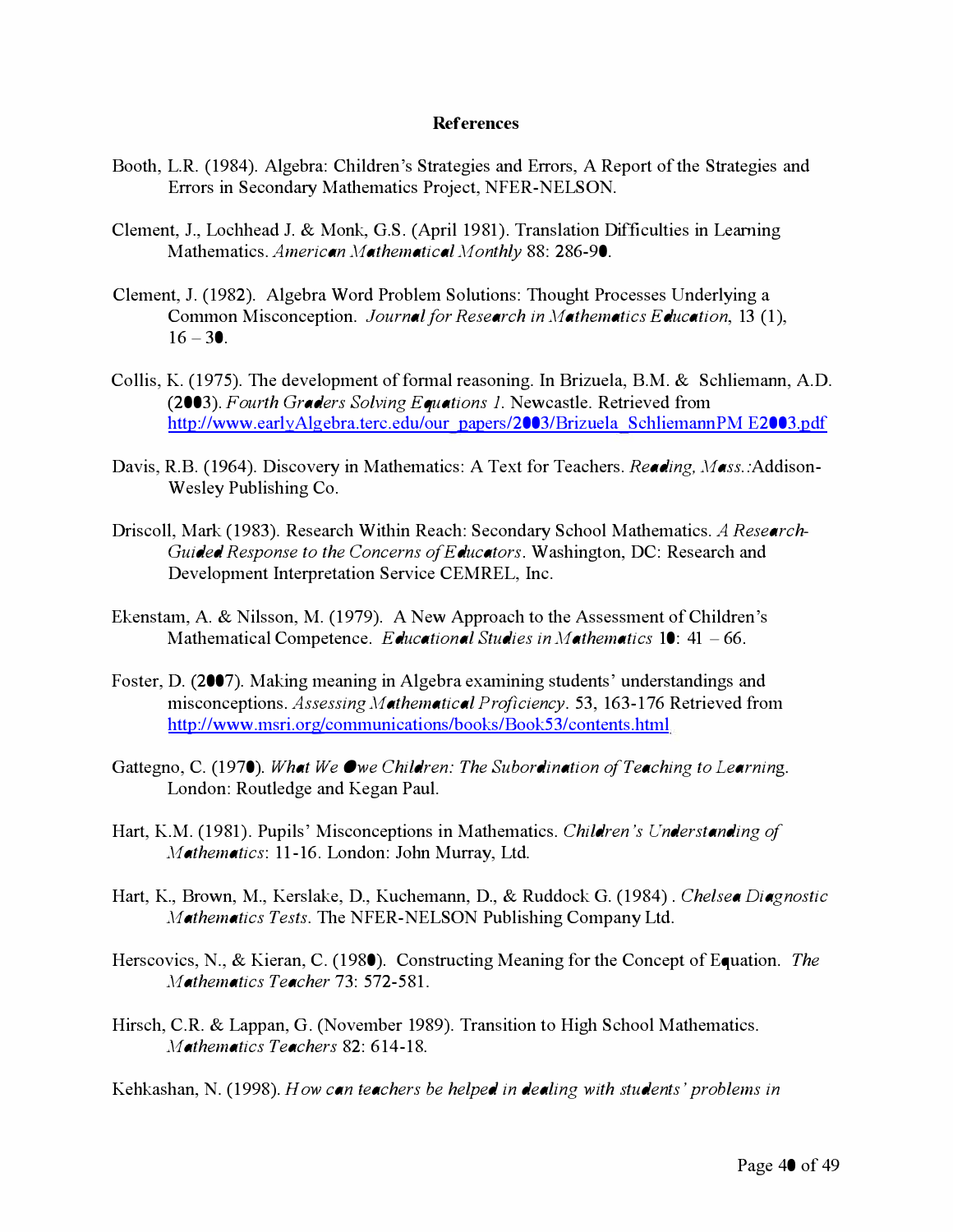## References

Booth, L.R. (1984). Algebra: Children's Strategies and Errors, A Report of the Strategies and Errors in Secondary Mathematics Project, NFER-NELSON.

Clement, J., Lochhead J. & Monk, G.S. (April 1981). Translation Difficulties in Learning Mathematics. *American Mathematical Monthly* 88: 286-90.

Clement, J. (1982). Algebra Word Problem Solutions: Thought Processes Underlying a Common Misconception. *Journal for Research in Mathematics Education*, 13 (1), 16 – 30.

Collis, K. (1975). The development of formal reasoning. In Brizuela, B.M. & Schliemann, A.D. (2003). *Fourth Graders Solving Equations 1*. Newcastle. Retrieved from http://www.earlyAlgebra.terc.edu/our_papers/2003/Brizuela_SchliemannPM E2003.pdf

Davis, R.B. (1964). Discovery in Mathematics: A Text for Teachers. *Reading, Mass.*:Addison-Wesley Publishing Co.

Driscoll, Mark (1983). Research Within Reach: Secondary School Mathematics. *A Research-Guided Response to the Concerns of Educators*. Washington, DC: Research and Development Interpretation Service CEMREL, Inc.

Ekenstam, A. & Nilsson, M. (1979). A New Approach to the Assessment of Children's Mathematical Competence. *Educational Studies in Mathematics* 10: 41 – 66.

Foster, D. (2007). Making meaning in Algebra examining students' understandings and misconceptions. *Assessing Mathematical Proficiency*. 53, 163-176 Retrieved from http://www.msri.org/communications/books/Book53/contents.html

Gattegno, C. (1970). *What We Owe Children: The Subordination of Teaching to Learning*. London: Routledge and Kegan Paul.

Hart, K.M. (1981). Pupils' Misconceptions in Mathematics. *Children's Understanding of Mathematics*: 11-16. London: John Murray, Ltd.

Hart, K., Brown, M., Kerslake, D., Kuchemann, D., & Ruddock G. (1984) . *Chelsea Diagnostic Mathematics Tests*. The NFER-NELSON Publishing Company Ltd.

Herscovics, N., & Kieran, C. (1980). Constructing Meaning for the Concept of Equation. *The Mathematics Teacher* 73: 572-581.

Hirsch, C.R. & Lappan, G. (November 1989). Transition to High School Mathematics. *Mathematics Teachers* 82: 614-18.

Kehkashan, N. (1998). *How can teachers be helped in dealing with students' problems in*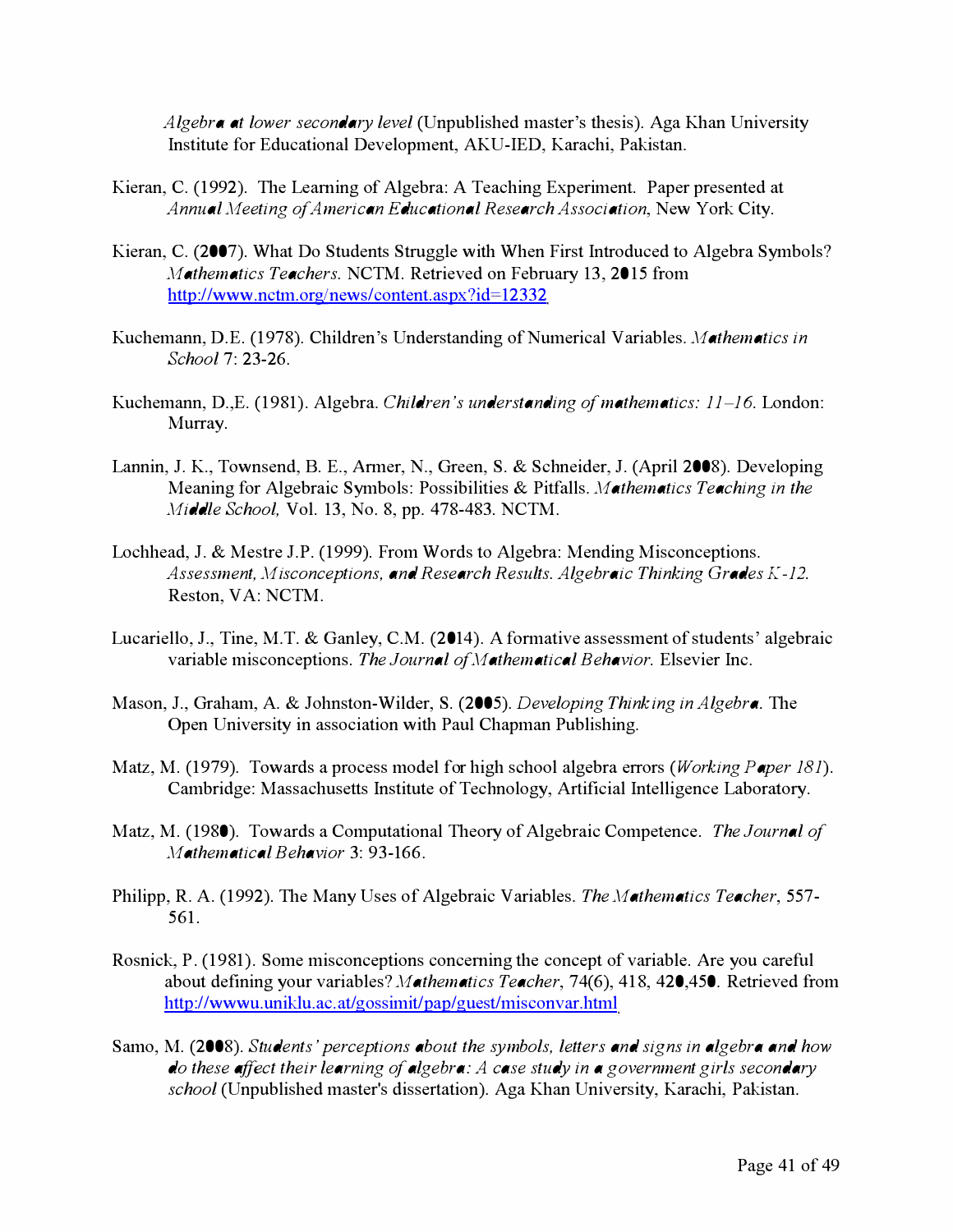*Algebra at lower secondary level* (Unpublished master's thesis). Aga Khan University Institute for Educational Development, AKU-IED, Karachi, Pakistan.

Kieran, C. (1992). The Learning of Algebra: A Teaching Experiment. Paper presented at *Annual Meeting of American Educational Research Association*, New York City.

Kieran, C. (2007). What Do Students Struggle with When First Introduced to Algebra Symbols? *Mathematics Teachers.* NCTM. Retrieved on February 13, 2015 from http://www.nctm.org/news/content.aspx?id=12332

Kuchemann, D.E. (1978). Children's Understanding of Numerical Variables. *Mathematics in School* 7: 23-26.

Kuchemann, D.,E. (1981). Algebra. *Children's understanding of mathematics: 11–16*. London: Murray.

Lannin, J. K., Townsend, B. E., Armer, N., Green, S. & Schneider, J. (April 2008). Developing Meaning for Algebraic Symbols: Possibilities & Pitfalls. *Mathematics Teaching in the Middle School,* Vol. 13, No. 8, pp. 478-483. NCTM.

Lochhead, J. & Mestre J.P. (1999). From Words to Algebra: Mending Misconceptions. *Assessment, Misconceptions, and Research Results. Algebraic Thinking Grades K-12.* Reston, VA: NCTM.

Lucariello, J., Tine, M.T. & Ganley, C.M. (2014). A formative assessment of students' algebraic variable misconceptions. *The Journal of Mathematical Behavior.* Elsevier Inc.

Mason, J., Graham, A. & Johnston-Wilder, S. (2005). *Developing Thinking in Algebra.* The Open University in association with Paul Chapman Publishing.

Matz, M. (1979). Towards a process model for high school algebra errors (*Working Paper 181*). Cambridge: Massachusetts Institute of Technology, Artificial Intelligence Laboratory.

Matz, M. (1980). Towards a Computational Theory of Algebraic Competence. *The Journal of Mathematical Behavior* 3: 93-166.

Philipp, R. A. (1992). The Many Uses of Algebraic Variables. *The Mathematics Teacher*, 557-561.

Rosnick, P. (1981). Some misconceptions concerning the concept of variable. Are you careful about defining your variables? *Mathematics Teacher*, 74(6), 418, 420,450. Retrieved from http://wwwu.uniklu.ac.at/gossimit/pap/guest/misconvar.html

Samo, M. (2008). *Students' perceptions about the symbols, letters and signs in algebra and how do these affect their learning of algebra: A case study in a government girls secondary school* (Unpublished master's dissertation). Aga Khan University, Karachi, Pakistan.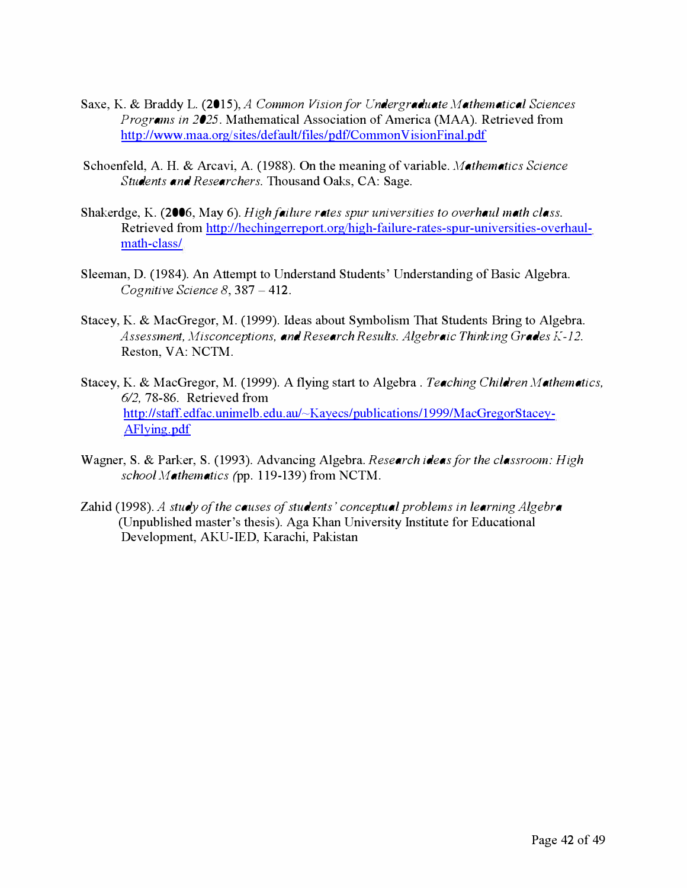Saxe, K. & Braddy L. (2015), *A Common Vision for Undergraduate Mathematical Sciences Programs in 2025*. Mathematical Association of America (MAA). Retrieved from http://www.maa.org/sites/default/files/pdf/CommonVisionFinal.pdf

Schoenfeld, A. H. & Arcavi, A. (1988). On the meaning of variable. *Mathematics Science Students and Researchers.* Thousand Oaks, CA: Sage.

Shakerdge, K. (2006, May 6). *High failure rates spur universities to overhaul math class.* Retrieved from http://hechingerreport.org/high-failure-rates-spur-universities-overhaul-math-class/

Sleeman, D. (1984). An Attempt to Understand Students' Understanding of Basic Algebra. *Cognitive Science 8*, 387 – 412.

Stacey, K. & MacGregor, M. (1999). Ideas about Symbolism That Students Bring to Algebra. *Assessment, Misconceptions, and Research Results. Algebraic Thinking Grades K-12.* Reston, VA: NCTM.

Stacey, K. & MacGregor, M. (1999). A flying start to Algebra . *Teaching Children Mathematics, 6/2,* 78-86. Retrieved from http://staff.edfac.unimelb.edu.au/~Kayecs/publications/1999/MacGregorStacey-AFlying.pdf

Wagner, S. & Parker, S. (1993). Advancing Algebra. *Research ideas for the classroom: High school Mathematics (*pp. 119-139) from NCTM.

Zahid (1998). *A study of the causes of students' conceptual problems in learning Algebra* (Unpublished master's thesis). Aga Khan University Institute for Educational Development, AKU-IED, Karachi, Pakistan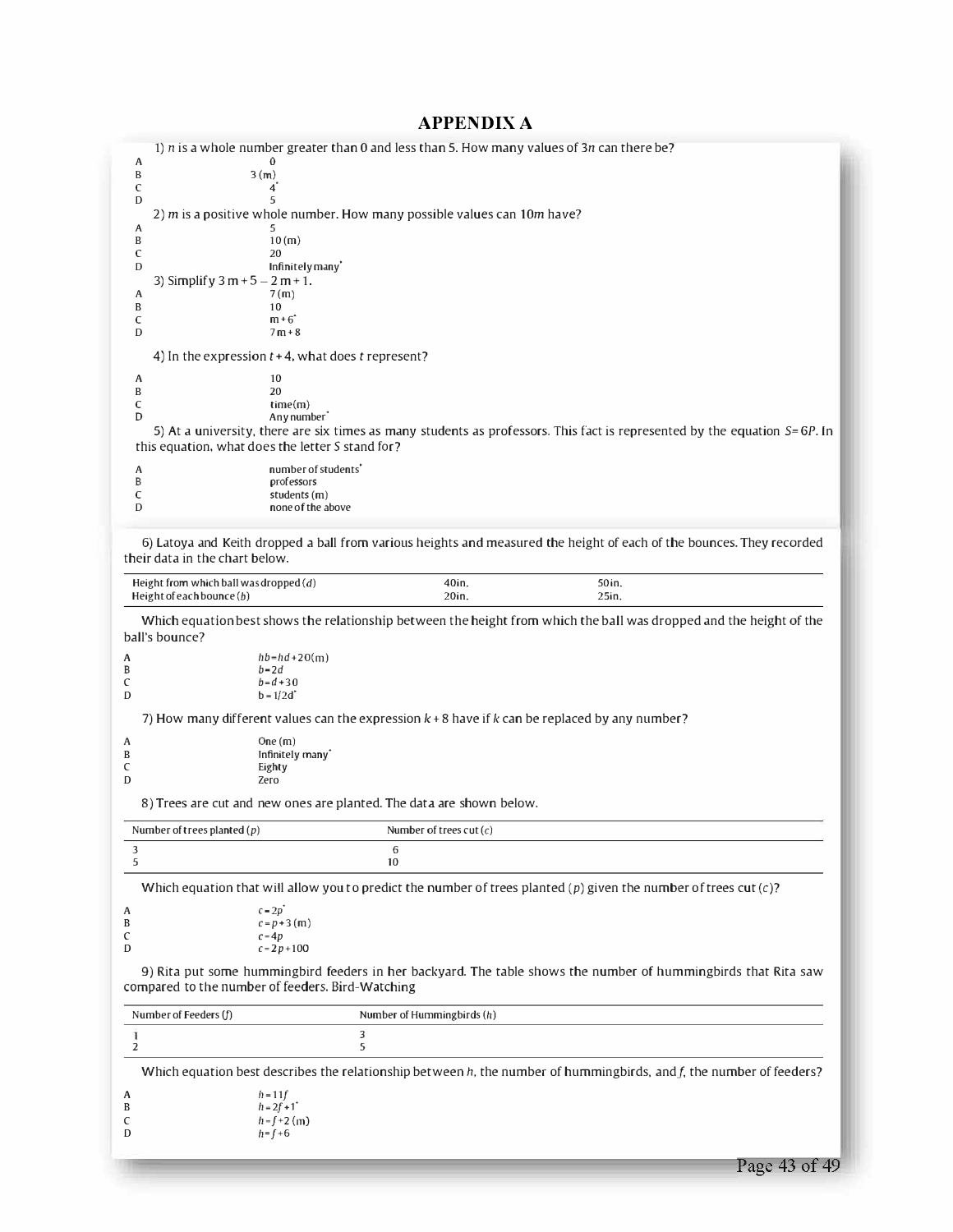# APPENDIX A

1) $n$ is a whole number greater than 0 and less than 5. How many values of $3n$ can there be?

A 0
B 3 (m)
C 4*
D 5

2) $m$ is a positive whole number. How many possible values can $10m$ have?

A 5
B 10 (m)
C 20
D Infinitely many*

3) Simplify $3m + 5 - 2m + 1$.

A 7 (m)
B 10
C $m + 6$*
D $7m + 8$

4) In the expression $t + 4$, what does $t$ represent?

A 10
B 20
C time(m)
D Any number*

5) At a university, there are six times as many students as professors. This fact is represented by the equation $S = 6P$. In this equation, what does the letter $S$ stand for?

A number of students*
B professors
C students (m)
D none of the above

6) Latoya and Keith dropped a ball from various heights and measured the height of each of the bounces. They recorded their data in the chart below.

| Height from which ball was dropped ($d$) | 40in. | 50in. |
|---|---|---|
| Height of each bounce ($b$) | 20in. | 25in. |

Which equation best shows the relationship between the height from which the ball was dropped and the height of the ball's bounce?

A $hb = hd + 20$(m)
B $b = 2d$
C $b = d + 30$
D $b = 1/2d$*

7) How many different values can the expression $k + 8$ have if $k$ can be replaced by any number?

A One (m)
B Infinitely many*
C Eighty
D Zero

8) Trees are cut and new ones are planted. The data are shown below.

| Number of trees planted ($p$) | Number of trees cut ($c$) |
|---|---|
| 3 | 6 |
| 5 | 10 |

Which equation that will allow you to predict the number of trees planted ($p$) given the number of trees cut ($c$)?

A $c = 2p$*
B $c = p + 3$ (m)
C $c = 4p$
D $c = 2p + 100$

9) Rita put some hummingbird feeders in her backyard. The table shows the number of hummingbirds that Rita saw compared to the number of feeders. Bird-Watching

| Number of Feeders ($f$) | Number of Hummingbirds ($h$) |
|---|---|
| 1 | 3 |
| 2 | 5 |

Which equation best describes the relationship between $h$, the number of hummingbirds, and $f$, the number of feeders?

A $h = 11f$
B $h = 2f + 1$*
C $h = f + 2$ (m)
D $h = f + 6$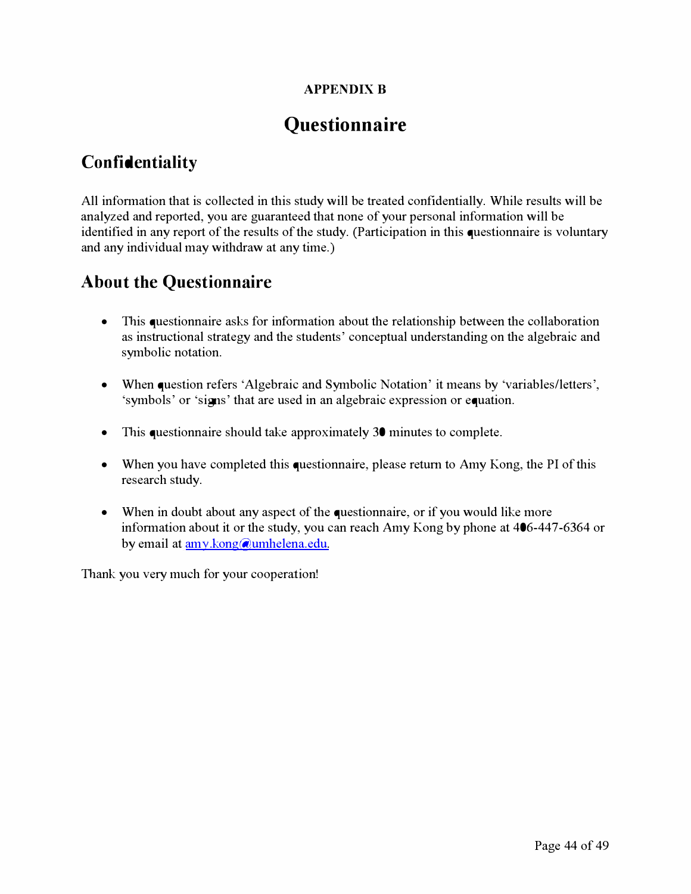**APPENDIX B**

# Questionnaire

## Confidentiality

All information that is collected in this study will be treated confidentially. While results will be analyzed and reported, you are guaranteed that none of your personal information will be identified in any report of the results of the study. (Participation in this questionnaire is voluntary and any individual may withdraw at any time.)

## About the Questionnaire

- This questionnaire asks for information about the relationship between the collaboration as instructional strategy and the students' conceptual understanding on the algebraic and symbolic notation.

- When question refers 'Algebraic and Symbolic Notation' it means by 'variables/letters', 'symbols' or 'signs' that are used in an algebraic expression or equation.

- This questionnaire should take approximately 30 minutes to complete.

- When you have completed this questionnaire, please return to Amy Kong, the PI of this research study.

- When in doubt about any aspect of the questionnaire, or if you would like more information about it or the study, you can reach Amy Kong by phone at 406-447-6364 or by email at amy.kong@umhelena.edu.

Thank you very much for your cooperation!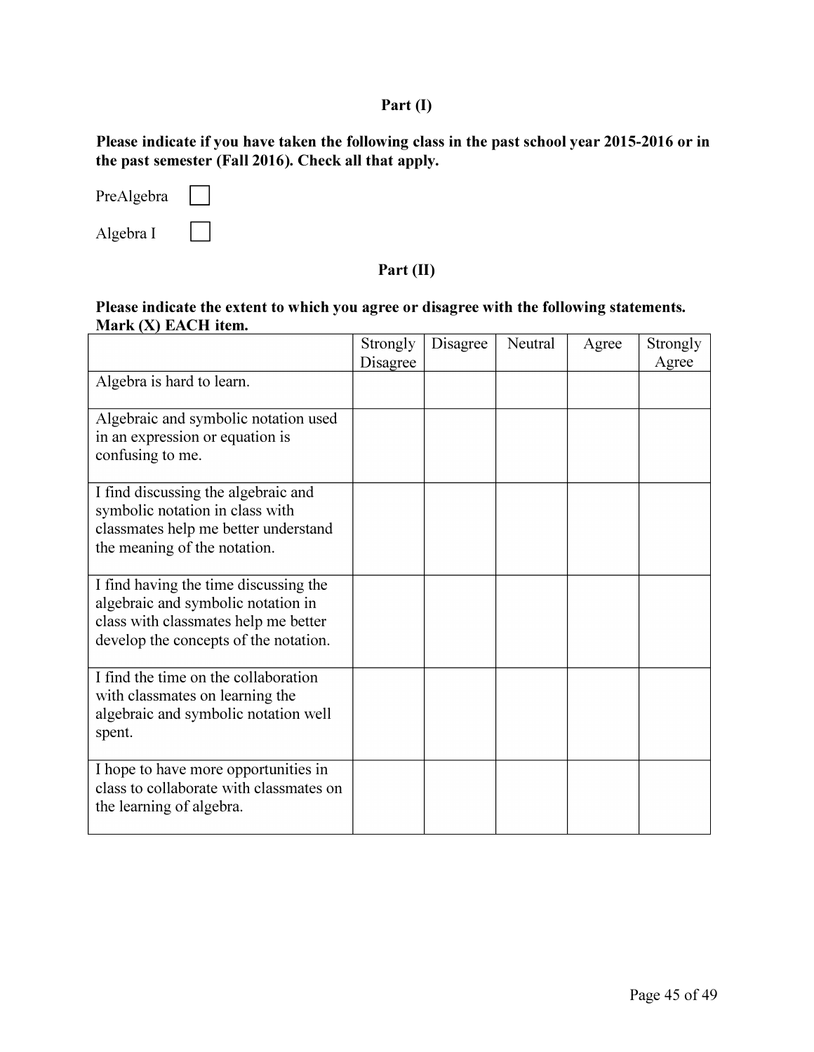**Part (I)**

**Please indicate if you have taken the following class in the past school year 2015-2016 or in the past semester (Fall 2016). Check all that apply.**

PreAlgebra ☐

Algebra I ☐

**Part (II)**

**Please indicate the extent to which you agree or disagree with the following statements. Mark (X) EACH item.**

| | Strongly Disagree | Disagree | Neutral | Agree | Strongly Agree |
|---|---|---|---|---|---|
| Algebra is hard to learn. | | | | | |
| Algebraic and symbolic notation used in an expression or equation is confusing to me. | | | | | |
| I find discussing the algebraic and symbolic notation in class with classmates help me better understand the meaning of the notation. | | | | | |
| I find having the time discussing the algebraic and symbolic notation in class with classmates help me better develop the concepts of the notation. | | | | | |
| I find the time on the collaboration with classmates on learning the algebraic and symbolic notation well spent. | | | | | |
| I hope to have more opportunities in class to collaborate with classmates on the learning of algebra. | | | | | |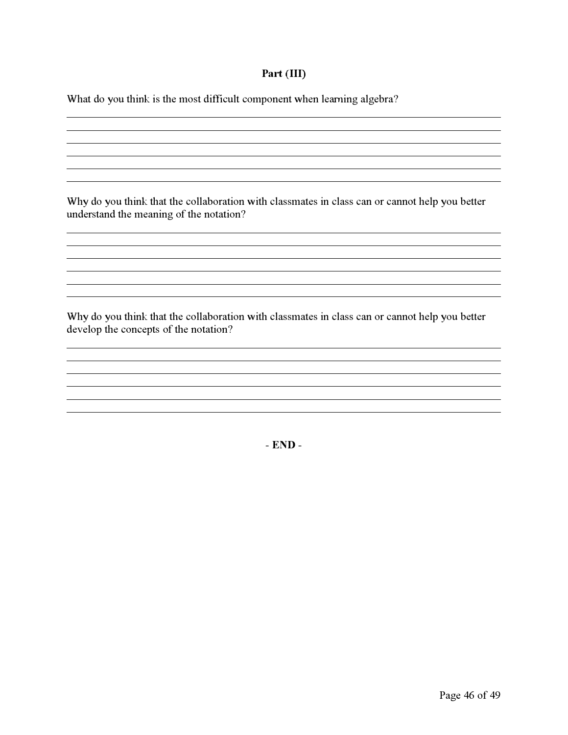**Part (III)**

What do you think is the most difficult component when learning algebra?

______________________________________________________________________________
______________________________________________________________________________
______________________________________________________________________________
______________________________________________________________________________
______________________________________________________________________________
______________________________________________________________________________

Why do you think that the collaboration with classmates in class can or cannot help you better understand the meaning of the notation?

______________________________________________________________________________
______________________________________________________________________________
______________________________________________________________________________
______________________________________________________________________________
______________________________________________________________________________
______________________________________________________________________________

Why do you think that the collaboration with classmates in class can or cannot help you better develop the concepts of the notation?

______________________________________________________________________________
______________________________________________________________________________
______________________________________________________________________________
______________________________________________________________________________
______________________________________________________________________________
______________________________________________________________________________

- **END** -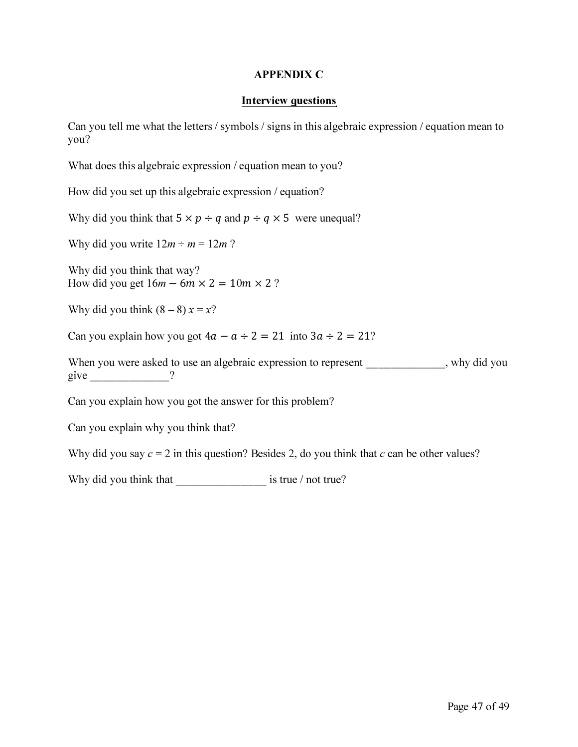# APPENDIX C

## Interview questions

Can you tell me what the letters / symbols / signs in this algebraic expression / equation mean to you?

What does this algebraic expression / equation mean to you?

How did you set up this algebraic expression / equation?

Why did you think that $5 \times p \div q$ and $p \div q \times 5$ were unequal?

Why did you write $12m \div m = 12m$ ?

Why did you think that way?
How did you get $16m - 6m \times 2 = 10m \times 2$ ?

Why did you think $(8 - 8)\,x = x$?

Can you explain how you got $4a - a \div 2 = 21$ into $3a \div 2 = 21$?

When you were asked to use an algebraic expression to represent ______________, why did you give ______________?

Can you explain how you got the answer for this problem?

Can you explain why you think that?

Why did you say $c = 2$ in this question? Besides 2, do you think that $c$ can be other values?

Why did you think that ________________ is true / not true?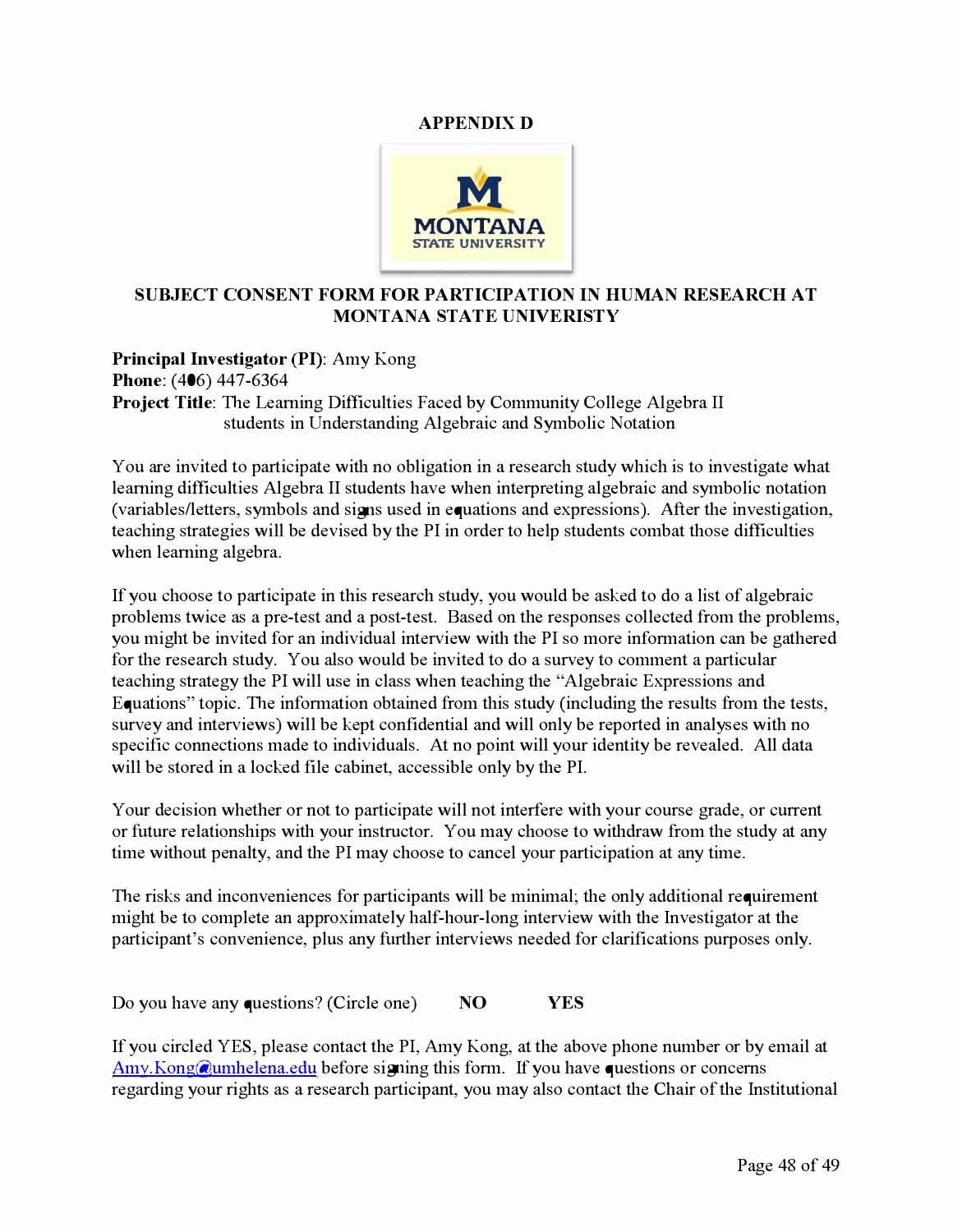**APPENDIX D**

**SUBJECT CONSENT FORM FOR PARTICIPATION IN HUMAN RESEARCH AT MONTANA STATE UNIVERISTY**

**Principal Investigator (PI)**: Amy Kong
**Phone**: (406) 447-6364
**Project Title**: The Learning Difficulties Faced by Community College Algebra II students in Understanding Algebraic and Symbolic Notation

You are invited to participate with no obligation in a research study which is to investigate what learning difficulties Algebra II students have when interpreting algebraic and symbolic notation (variables/letters, symbols and signs used in equations and expressions). After the investigation, teaching strategies will be devised by the PI in order to help students combat those difficulties when learning algebra.

If you choose to participate in this research study, you would be asked to do a list of algebraic problems twice as a pre-test and a post-test. Based on the responses collected from the problems, you might be invited for an individual interview with the PI so more information can be gathered for the research study. You also would be invited to do a survey to comment a particular teaching strategy the PI will use in class when teaching the "Algebraic Expressions and Equations" topic. The information obtained from this study (including the results from the tests, survey and interviews) will be kept confidential and will only be reported in analyses with no specific connections made to individuals. At no point will your identity be revealed. All data will be stored in a locked file cabinet, accessible only by the PI.

Your decision whether or not to participate will not interfere with your course grade, or current or future relationships with your instructor. You may choose to withdraw from the study at any time without penalty, and the PI may choose to cancel your participation at any time.

The risks and inconveniences for participants will be minimal; the only additional requirement might be to complete an approximately half-hour-long interview with the Investigator at the participant's convenience, plus any further interviews needed for clarifications purposes only.

Do you have any questions? (Circle one) **NO** **YES**

If you circled YES, please contact the PI, Amy Kong, at the above phone number or by email at Amy.Kong@umhelena.edu before signing this form. If you have questions or concerns regarding your rights as a research participant, you may also contact the Chair of the Institutional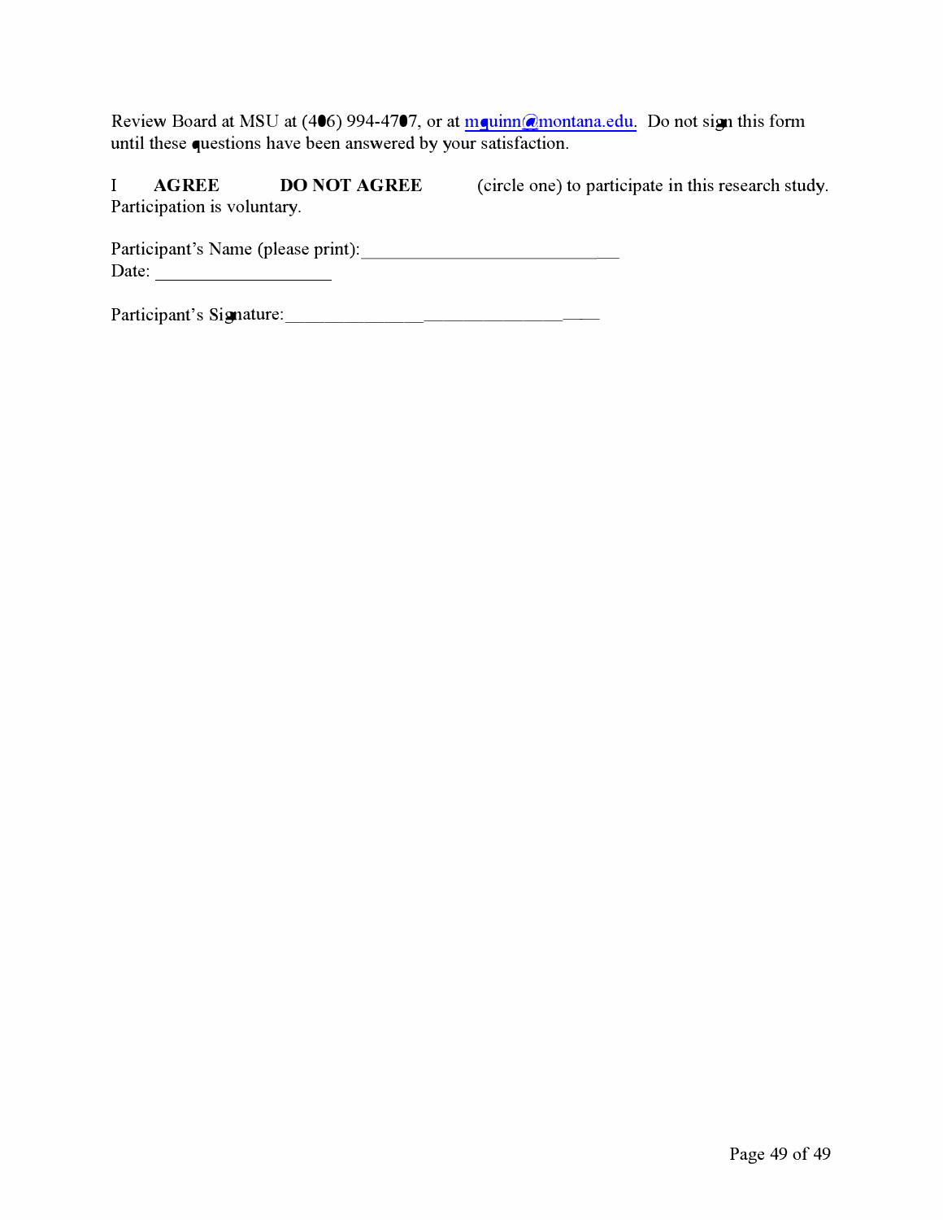Review Board at MSU at (406) 994-4707, or at mquinn@montana.edu. Do not sign this form until these questions have been answered by your satisfaction.

I **AGREE** **DO NOT AGREE** (circle one) to participate in this research study. Participation is voluntary.

Participant's Name (please print):______________________________
Date: ____________________

Participant's Signature:_____________________________________